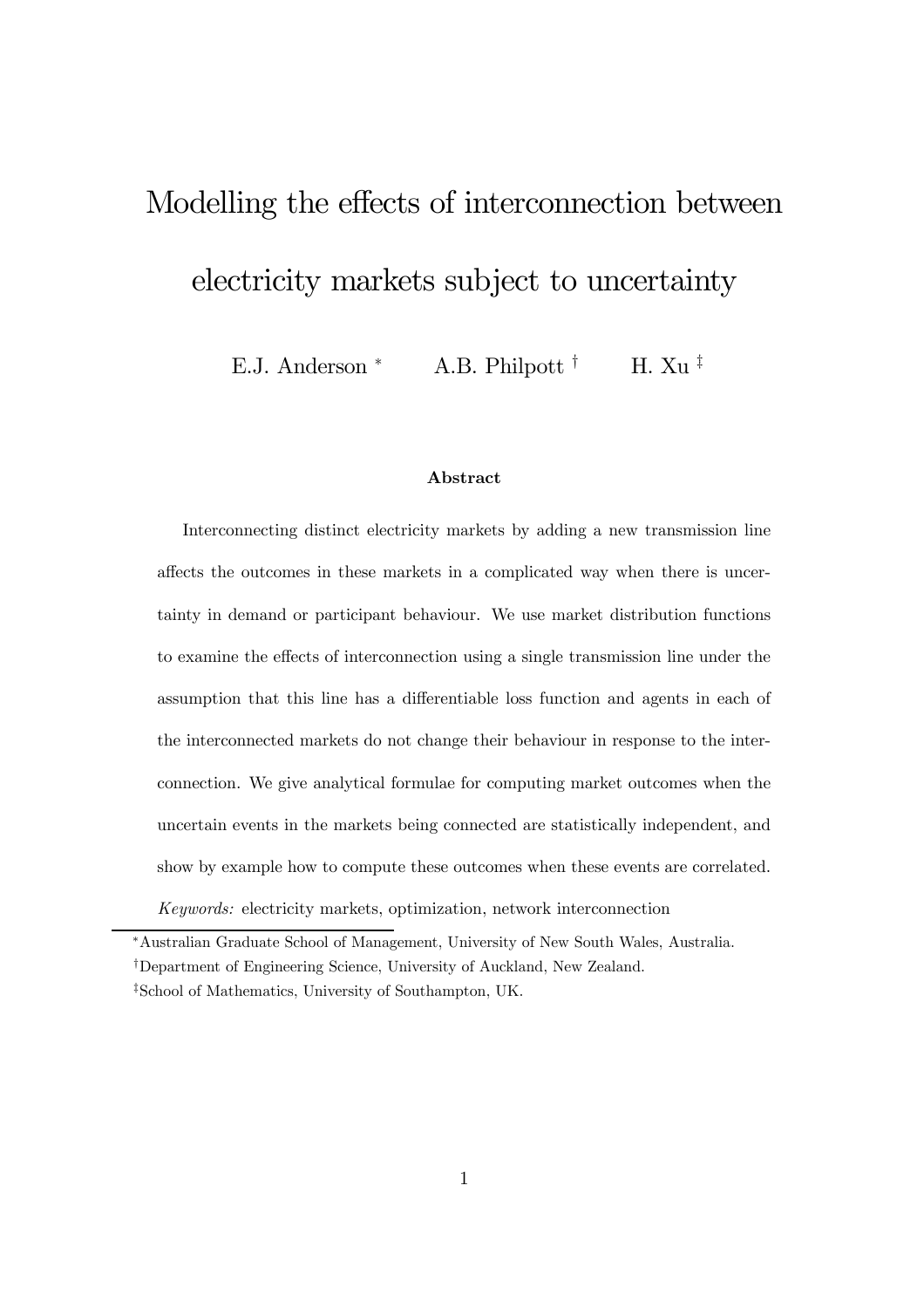# Modelling the effects of interconnection between electricity markets subject to uncertainty

E.J. Anderson [*] A.B. Philpott [†] H. Xu [‡]

### Abstract

Interconnecting distinct electricity markets by adding a new transmission line affects the outcomes in these markets in a complicated way when there is uncertainty in demand or participant behaviour. We use market distribution functions to examine the effects of interconnection using a single transmission line under the assumption that this line has a differentiable loss function and agents in each of the interconnected markets do not change their behaviour in response to the interconnection. We give analytical formulae for computing market outcomes when the uncertain events in the markets being connected are statistically independent, and show by example how to compute these outcomes when these events are correlated.

*Keywords:* electricity markets, optimization, network interconnection

---

[*] Australian Graduate School of Management, University of New South Wales, Australia.

[†] Department of Engineering Science, University of Auckland, New Zealand.

[‡] School of Mathematics, University of Southampton, UK.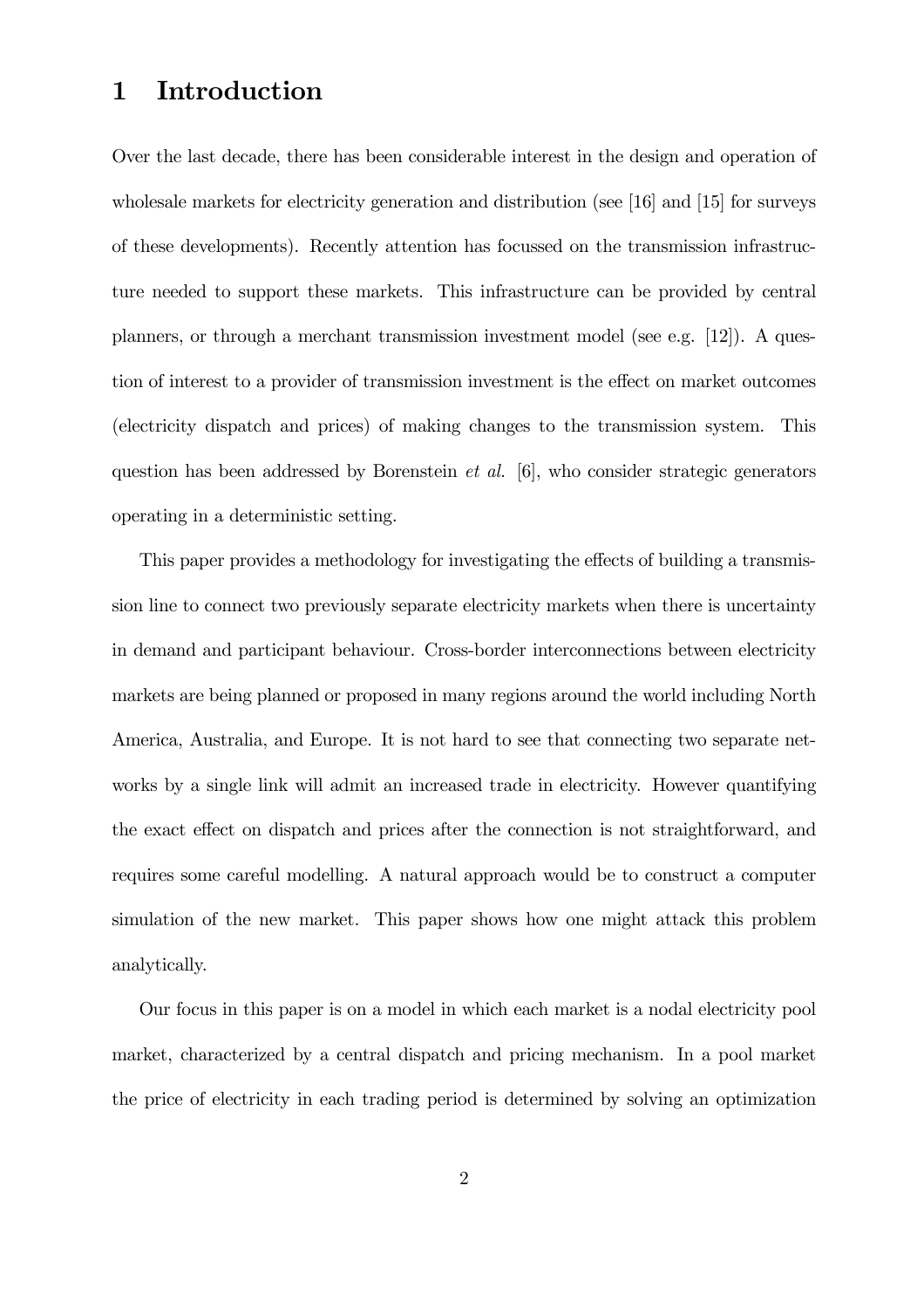# 1 Introduction

Over the last decade, there has been considerable interest in the design and operation of wholesale markets for electricity generation and distribution (see [16] and [15] for surveys of these developments). Recently attention has focussed on the transmission infrastructure needed to support these markets. This infrastructure can be provided by central planners, or through a merchant transmission investment model (see e.g. [12]). A question of interest to a provider of transmission investment is the effect on market outcomes (electricity dispatch and prices) of making changes to the transmission system. This question has been addressed by Borenstein *et al.* [6], who consider strategic generators operating in a deterministic setting.

This paper provides a methodology for investigating the effects of building a transmission line to connect two previously separate electricity markets when there is uncertainty in demand and participant behaviour. Cross-border interconnections between electricity markets are being planned or proposed in many regions around the world including North America, Australia, and Europe. It is not hard to see that connecting two separate networks by a single link will admit an increased trade in electricity. However quantifying the exact effect on dispatch and prices after the connection is not straightforward, and requires some careful modelling. A natural approach would be to construct a computer simulation of the new market. This paper shows how one might attack this problem analytically.

Our focus in this paper is on a model in which each market is a nodal electricity pool market, characterized by a central dispatch and pricing mechanism. In a pool market the price of electricity in each trading period is determined by solving an optimization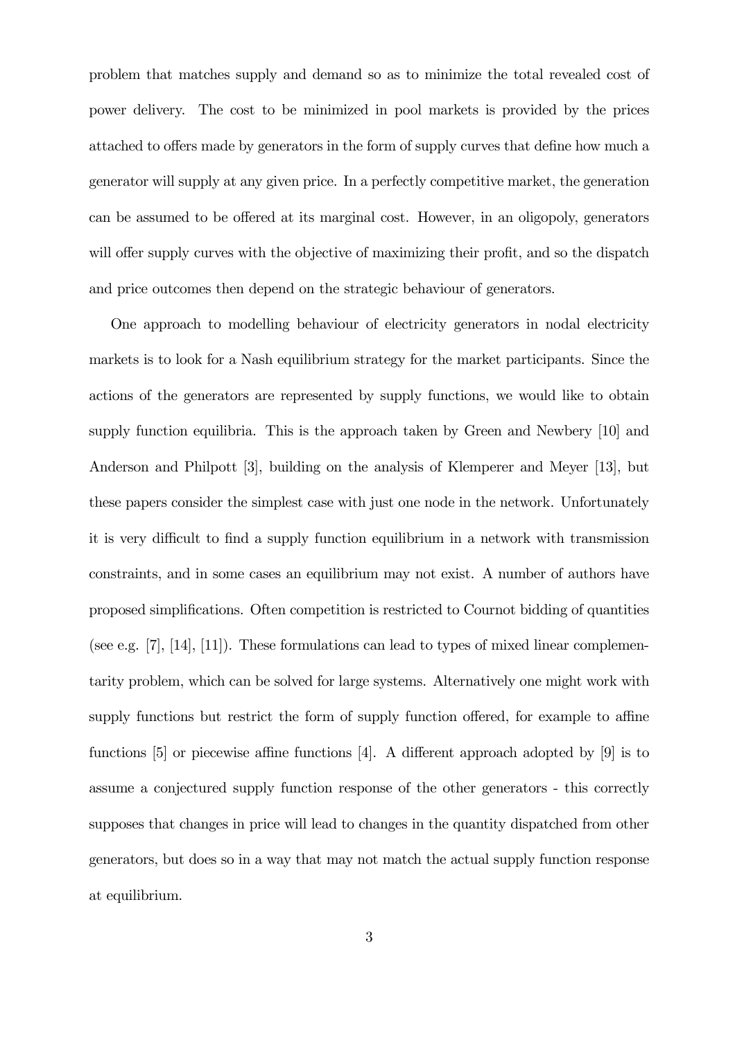problem that matches supply and demand so as to minimize the total revealed cost of power delivery. The cost to be minimized in pool markets is provided by the prices attached to offers made by generators in the form of supply curves that define how much a generator will supply at any given price. In a perfectly competitive market, the generation can be assumed to be offered at its marginal cost. However, in an oligopoly, generators will offer supply curves with the objective of maximizing their profit, and so the dispatch and price outcomes then depend on the strategic behaviour of generators.

One approach to modelling behaviour of electricity generators in nodal electricity markets is to look for a Nash equilibrium strategy for the market participants. Since the actions of the generators are represented by supply functions, we would like to obtain supply function equilibria. This is the approach taken by Green and Newbery [10] and Anderson and Philpott [3], building on the analysis of Klemperer and Meyer [13], but these papers consider the simplest case with just one node in the network. Unfortunately it is very difficult to find a supply function equilibrium in a network with transmission constraints, and in some cases an equilibrium may not exist. A number of authors have proposed simplifications. Often competition is restricted to Cournot bidding of quantities (see e.g. [7], [14], [11]). These formulations can lead to types of mixed linear complementarity problem, which can be solved for large systems. Alternatively one might work with supply functions but restrict the form of supply function offered, for example to affine functions [5] or piecewise affine functions [4]. A different approach adopted by [9] is to assume a conjectured supply function response of the other generators - this correctly supposes that changes in price will lead to changes in the quantity dispatched from other generators, but does so in a way that may not match the actual supply function response at equilibrium.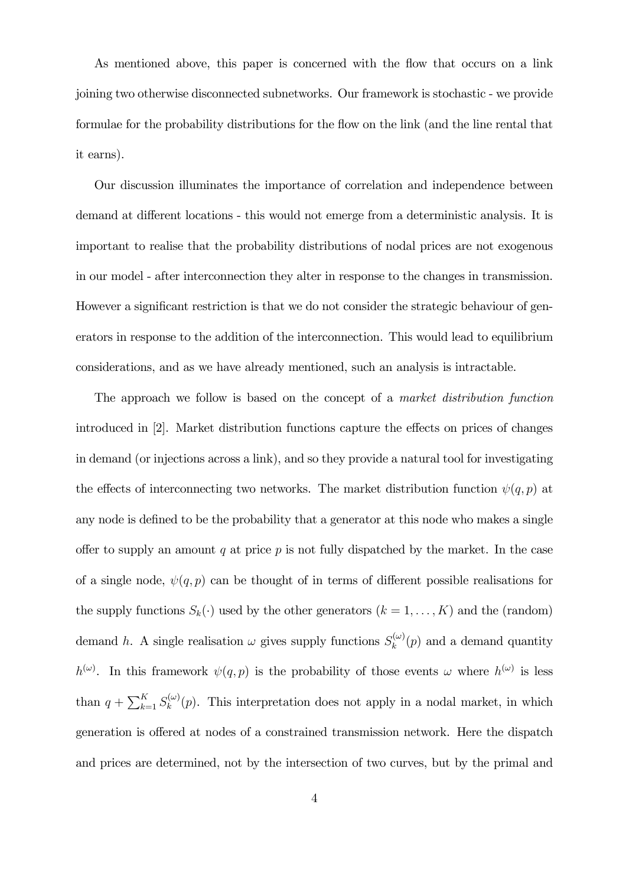As mentioned above, this paper is concerned with the flow that occurs on a link joining two otherwise disconnected subnetworks. Our framework is stochastic - we provide formulae for the probability distributions for the flow on the link (and the line rental that it earns).

Our discussion illuminates the importance of correlation and independence between demand at different locations - this would not emerge from a deterministic analysis. It is important to realise that the probability distributions of nodal prices are not exogenous in our model - after interconnection they alter in response to the changes in transmission. However a significant restriction is that we do not consider the strategic behaviour of generators in response to the addition of the interconnection. This would lead to equilibrium considerations, and as we have already mentioned, such an analysis is intractable.

The approach we follow is based on the concept of a *market distribution function* introduced in [2]. Market distribution functions capture the effects on prices of changes in demand (or injections across a link), and so they provide a natural tool for investigating the effects of interconnecting two networks. The market distribution function $\psi(q,p)$ at any node is defined to be the probability that a generator at this node who makes a single offer to supply an amount $q$ at price $p$ is not fully dispatched by the market. In the case of a single node, $\psi(q,p)$ can be thought of in terms of different possible realisations for the supply functions $S_k(\cdot)$ used by the other generators ($k = 1, \ldots, K$) and the (random) demand $h$. A single realisation $\omega$ gives supply functions $S_k^{(\omega)}(p)$ and a demand quantity $h^{(\omega)}$. In this framework $\psi(q,p)$ is the probability of those events $\omega$ where $h^{(\omega)}$ is less than $q + \sum_{k=1}^{K} S_k^{(\omega)}(p)$. This interpretation does not apply in a nodal market, in which generation is offered at nodes of a constrained transmission network. Here the dispatch and prices are determined, not by the intersection of two curves, but by the primal and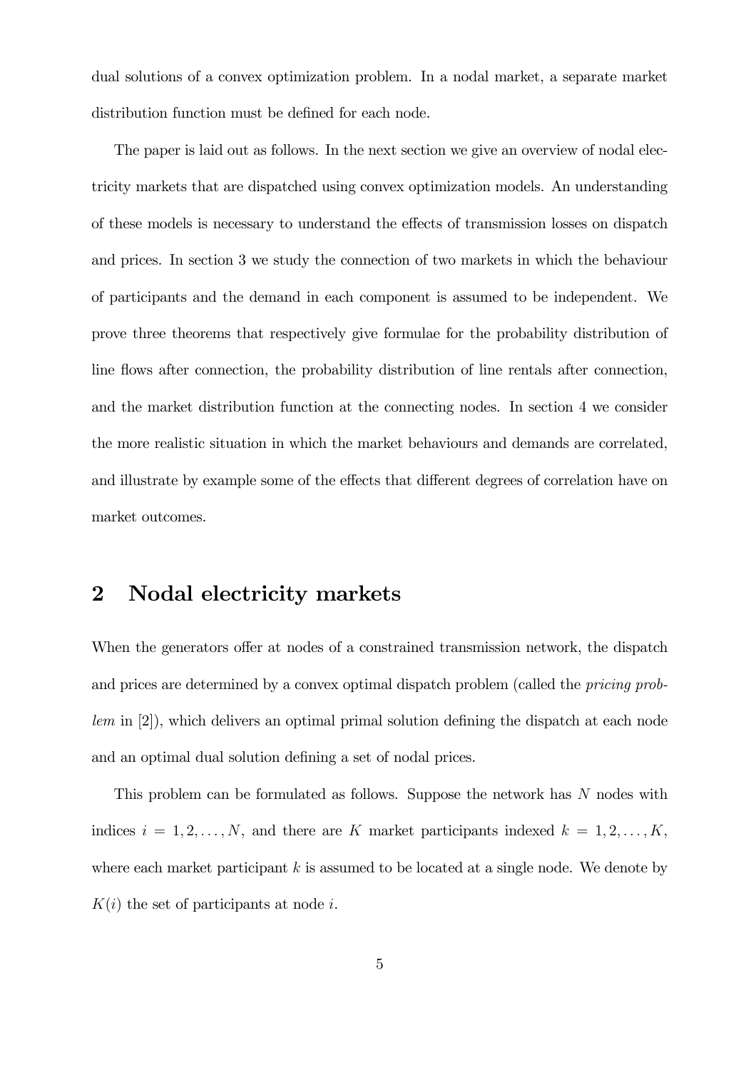dual solutions of a convex optimization problem. In a nodal market, a separate market distribution function must be defined for each node.

The paper is laid out as follows. In the next section we give an overview of nodal electricity markets that are dispatched using convex optimization models. An understanding of these models is necessary to understand the effects of transmission losses on dispatch and prices. In section 3 we study the connection of two markets in which the behaviour of participants and the demand in each component is assumed to be independent. We prove three theorems that respectively give formulae for the probability distribution of line flows after connection, the probability distribution of line rentals after connection, and the market distribution function at the connecting nodes. In section 4 we consider the more realistic situation in which the market behaviours and demands are correlated, and illustrate by example some of the effects that different degrees of correlation have on market outcomes.

## 2 Nodal electricity markets

When the generators offer at nodes of a constrained transmission network, the dispatch and prices are determined by a convex optimal dispatch problem (called the *pricing problem* in [2]), which delivers an optimal primal solution defining the dispatch at each node and an optimal dual solution defining a set of nodal prices.

This problem can be formulated as follows. Suppose the network has $N$ nodes with indices $i = 1, 2, \ldots, N$, and there are $K$ market participants indexed $k = 1, 2, \ldots, K$, where each market participant $k$ is assumed to be located at a single node. We denote by $K(i)$ the set of participants at node $i$.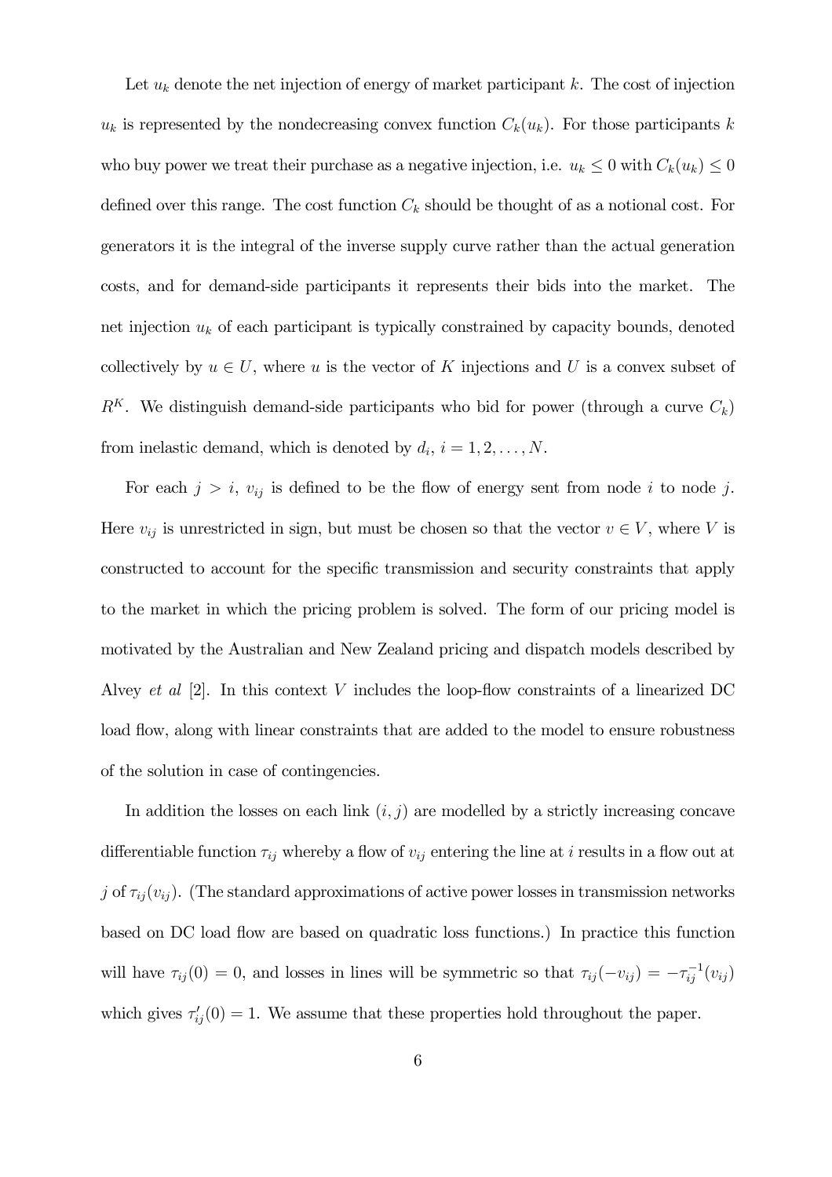Let $u_k$ denote the net injection of energy of market participant $k$. The cost of injection $u_k$ is represented by the nondecreasing convex function $C_k(u_k)$. For those participants $k$ who buy power we treat their purchase as a negative injection, i.e. $u_k \leq 0$ with $C_k(u_k) \leq 0$ defined over this range. The cost function $C_k$ should be thought of as a notional cost. For generators it is the integral of the inverse supply curve rather than the actual generation costs, and for demand-side participants it represents their bids into the market. The net injection $u_k$ of each participant is typically constrained by capacity bounds, denoted collectively by $u \in U$, where $u$ is the vector of $K$ injections and $U$ is a convex subset of $R^K$. We distinguish demand-side participants who bid for power (through a curve $C_k$) from inelastic demand, which is denoted by $d_i$, $i = 1, 2, \ldots, N$.

For each $j > i$, $v_{ij}$ is defined to be the flow of energy sent from node $i$ to node $j$. Here $v_{ij}$ is unrestricted in sign, but must be chosen so that the vector $v \in V$, where $V$ is constructed to account for the specific transmission and security constraints that apply to the market in which the pricing problem is solved. The form of our pricing model is motivated by the Australian and New Zealand pricing and dispatch models described by Alvey *et al* [2]. In this context $V$ includes the loop-flow constraints of a linearized DC load flow, along with linear constraints that are added to the model to ensure robustness of the solution in case of contingencies.

In addition the losses on each link $(i, j)$ are modelled by a strictly increasing concave differentiable function $\tau_{ij}$ whereby a flow of $v_{ij}$ entering the line at $i$ results in a flow out at $j$ of $\tau_{ij}(v_{ij})$. (The standard approximations of active power losses in transmission networks based on DC load flow are based on quadratic loss functions.) In practice this function will have $\tau_{ij}(0) = 0$, and losses in lines will be symmetric so that $\tau_{ij}(-v_{ij}) = -\tau_{ij}^{-1}(v_{ij})$ which gives $\tau_{ij}'(0) = 1$. We assume that these properties hold throughout the paper.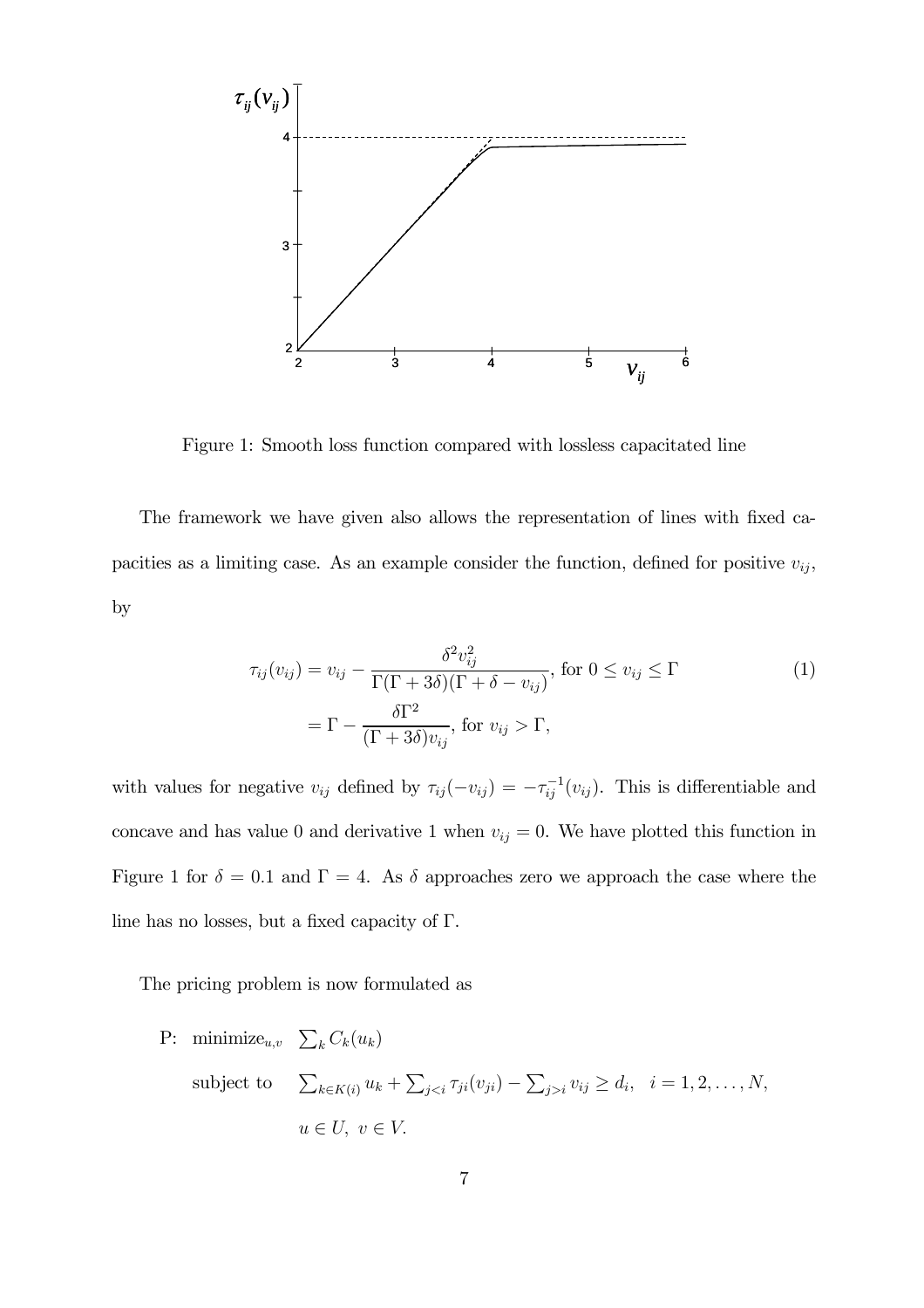Figure 1: Smooth loss function compared with lossless capacitated line

The framework we have given also allows the representation of lines with fixed capacities as a limiting case. As an example consider the function, defined for positive $v_{ij}$, by

$$
\begin{aligned}
\tau_{ij}(v_{ij}) &= v_{ij} - \frac{\delta^2 v_{ij}^2}{\Gamma(\Gamma + 3\delta)(\Gamma + \delta - v_{ij})}, \text{ for } 0 \leq v_{ij} \leq \Gamma \\
&= \Gamma - \frac{\delta \Gamma^2}{(\Gamma + 3\delta) v_{ij}}, \text{ for } v_{ij} > \Gamma,
\end{aligned}
\tag{1}
$$

with values for negative $v_{ij}$ defined by $\tau_{ij}(-v_{ij}) = -\tau_{ij}^{-1}(v_{ij})$. This is differentiable and concave and has value 0 and derivative 1 when $v_{ij} = 0$. We have plotted this function in Figure 1 for $\delta = 0.1$ and $\Gamma = 4$. As $\delta$ approaches zero we approach the case where the line has no losses, but a fixed capacity of $\Gamma$.

The pricing problem is now formulated as

$$
\begin{aligned}
\text{P:} \quad & \text{minimize}_{u,v} \quad \sum_k C_k(u_k) \\
& \text{subject to} \quad \sum_{k \in K(i)} u_k + \sum_{j<i} \tau_{ji}(v_{ji}) - \sum_{j>i} v_{ij} \geq d_i, \quad i = 1, 2, \ldots, N, \\
& \qquad\qquad\quad\; u \in U, \; v \in V.
\end{aligned}
$$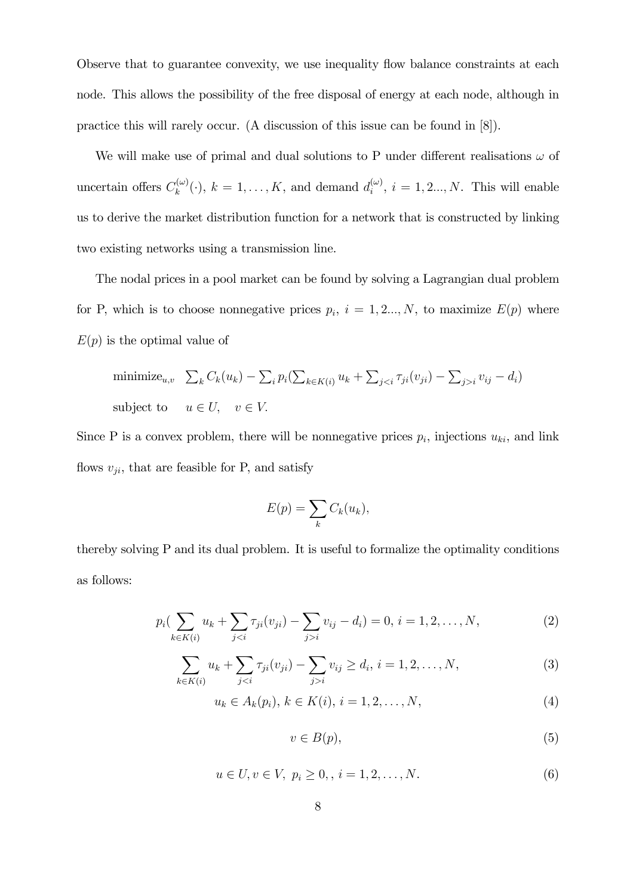Observe that to guarantee convexity, we use inequality flow balance constraints at each node. This allows the possibility of the free disposal of energy at each node, although in practice this will rarely occur. (A discussion of this issue can be found in [8]).

We will make use of primal and dual solutions to P under different realisations $\omega$ of uncertain offers $C_k^{(\omega)}(\cdot)$, $k = 1, \ldots, K$, and demand $d_i^{(\omega)}$, $i = 1, 2..., N$. This will enable us to derive the market distribution function for a network that is constructed by linking two existing networks using a transmission line.

The nodal prices in a pool market can be found by solving a Lagrangian dual problem for P, which is to choose nonnegative prices $p_i$, $i = 1, 2..., N$, to maximize $E(p)$ where $E(p)$ is the optimal value of

$$
\begin{aligned}
&\text{minimize}_{u,v} \quad \sum_k C_k(u_k) - \sum_i p_i \left(\sum_{k\in K(i)} u_k + \sum_{j<i} \tau_{ji}(v_{ji}) - \sum_{j>i} v_{ij} - d_i\right) \\
&\text{subject to} \quad u \in U, \quad v \in V.
\end{aligned}
$$

Since P is a convex problem, there will be nonnegative prices $p_i$, injections $u_{ki}$, and link flows $v_{ji}$, that are feasible for P, and satisfy

$$
E(p) = \sum_k C_k(u_k),
$$

thereby solving P and its dual problem. It is useful to formalize the optimality conditions as follows:

$$
p_i\left(\sum_{k\in K(i)} u_k + \sum_{j<i} \tau_{ji}(v_{ji}) - \sum_{j>i} v_{ij} - d_i\right) = 0, \; i = 1, 2, \ldots, N, \tag{2}
$$

$$
\sum_{k\in K(i)} u_k + \sum_{j<i} \tau_{ji}(v_{ji}) - \sum_{j>i} v_{ij} \geq d_i, \; i = 1, 2, \ldots, N, \tag{3}
$$

$$
u_k \in A_k(p_i), \; k \in K(i), \; i = 1, 2, \ldots, N, \tag{4}
$$

$$
v \in B(p), \tag{5}
$$

$$
u \in U, v \in V, \; p_i \geq 0, , \; i = 1, 2, \ldots, N. \tag{6}
$$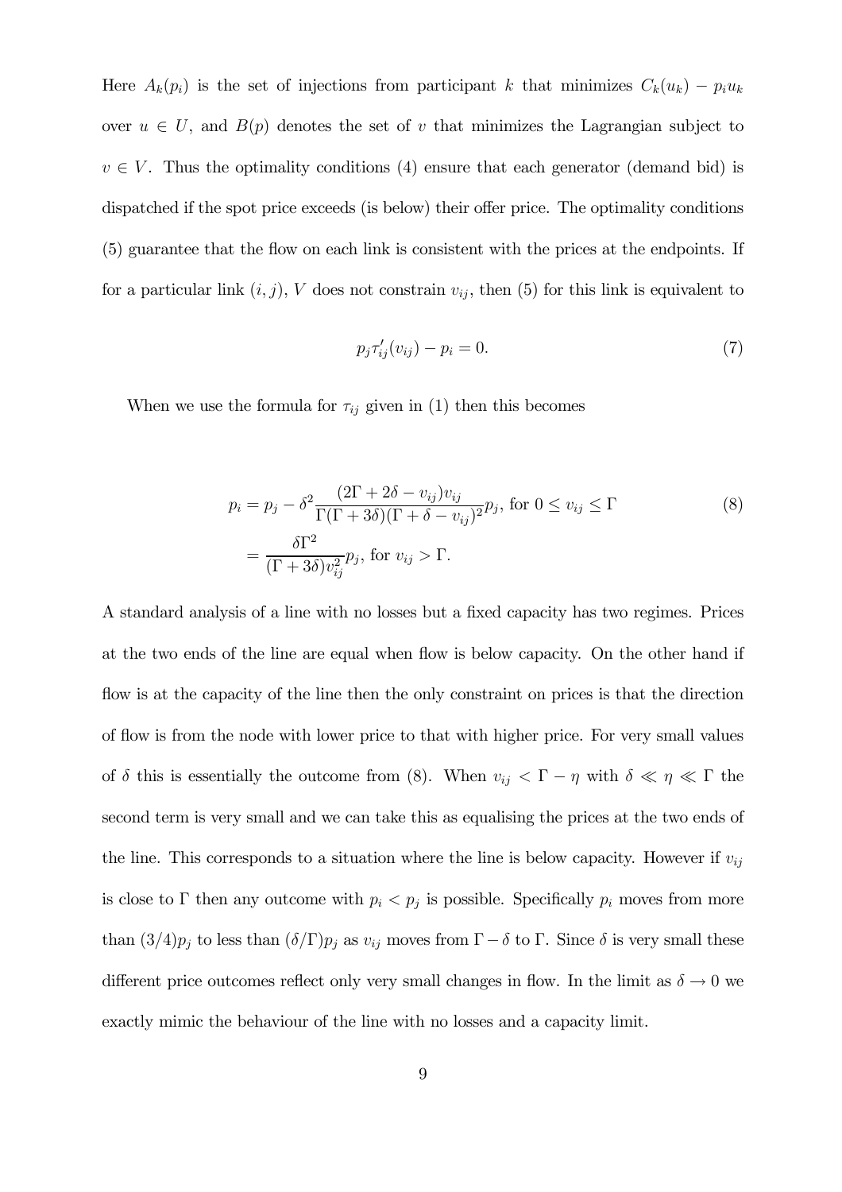Here $A_k(p_i)$ is the set of injections from participant $k$ that minimizes $C_k(u_k) - p_i u_k$ over $u \in U$, and $B(p)$ denotes the set of $v$ that minimizes the Lagrangian subject to $v \in V$. Thus the optimality conditions (4) ensure that each generator (demand bid) is dispatched if the spot price exceeds (is below) their offer price. The optimality conditions (5) guarantee that the flow on each link is consistent with the prices at the endpoints. If for a particular link $(i, j)$, $V$ does not constrain $v_{ij}$, then (5) for this link is equivalent to

$$p_j \tau'_{ij}(v_{ij}) - p_i = 0. \tag{7}$$

When we use the formula for $\tau_{ij}$ given in (1) then this becomes

$$\begin{aligned} p_i &= p_j - \delta^2 \frac{(2\Gamma + 2\delta - v_{ij})v_{ij}}{\Gamma(\Gamma + 3\delta)(\Gamma + \delta - v_{ij})^2} p_j, \text{ for } 0 \leq v_{ij} \leq \Gamma \\ &= \frac{\delta \Gamma^2}{(\Gamma + 3\delta) v_{ij}^2} p_j, \text{ for } v_{ij} > \Gamma. \end{aligned} \tag{8}$$

A standard analysis of a line with no losses but a fixed capacity has two regimes. Prices at the two ends of the line are equal when flow is below capacity. On the other hand if flow is at the capacity of the line then the only constraint on prices is that the direction of flow is from the node with lower price to that with higher price. For very small values of $\delta$ this is essentially the outcome from (8). When $v_{ij} < \Gamma - \eta$ with $\delta \ll \eta \ll \Gamma$ the second term is very small and we can take this as equalising the prices at the two ends of the line. This corresponds to a situation where the line is below capacity. However if $v_{ij}$ is close to $\Gamma$ then any outcome with $p_i < p_j$ is possible. Specifically $p_i$ moves from more than $(3/4)p_j$ to less than $(\delta/\Gamma)p_j$ as $v_{ij}$ moves from $\Gamma - \delta$ to $\Gamma$. Since $\delta$ is very small these different price outcomes reflect only very small changes in flow. In the limit as $\delta \to 0$ we exactly mimic the behaviour of the line with no losses and a capacity limit.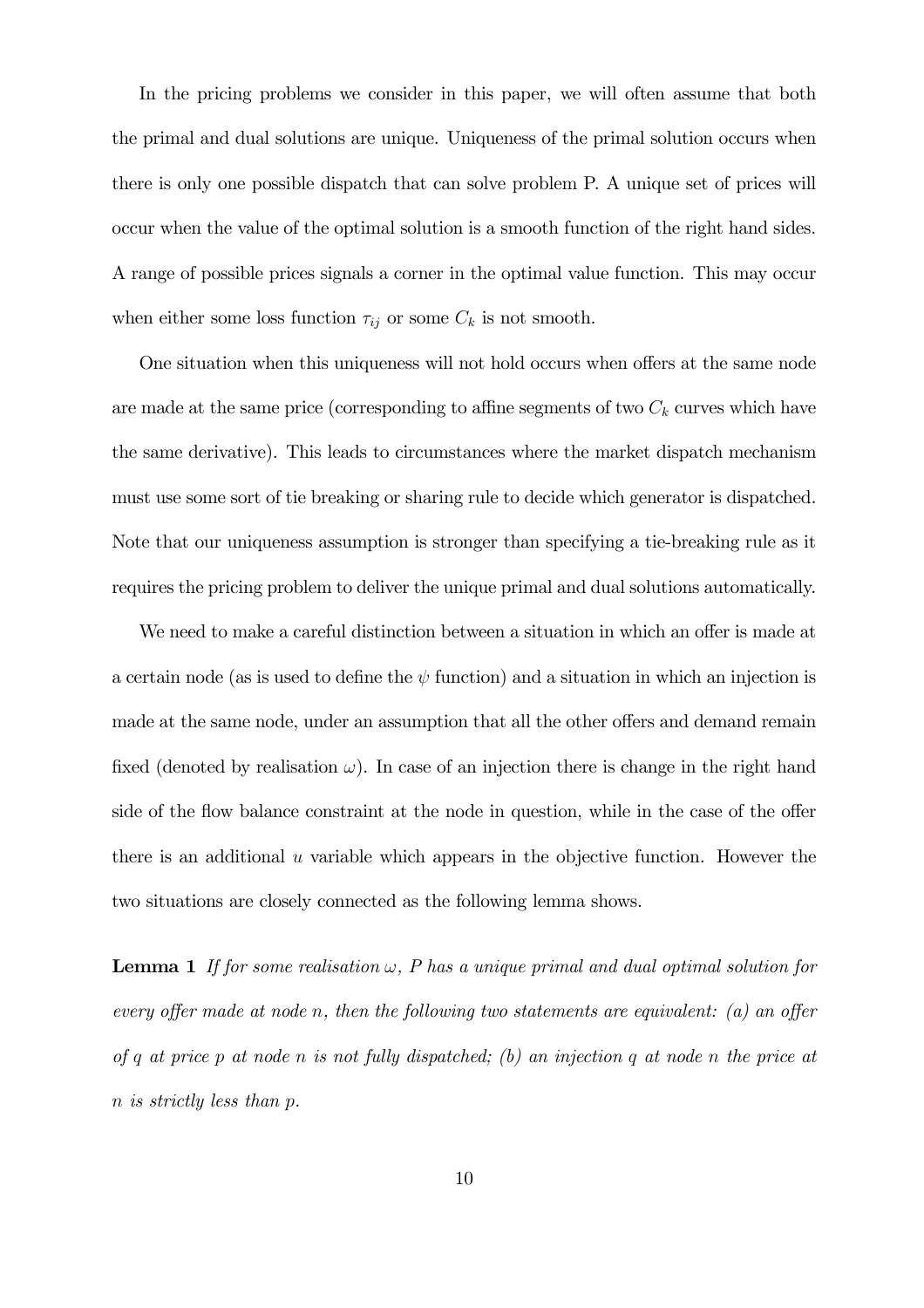In the pricing problems we consider in this paper, we will often assume that both the primal and dual solutions are unique. Uniqueness of the primal solution occurs when there is only one possible dispatch that can solve problem P. A unique set of prices will occur when the value of the optimal solution is a smooth function of the right hand sides. A range of possible prices signals a corner in the optimal value function. This may occur when either some loss function $\tau_{ij}$ or some $C_k$ is not smooth.

One situation when this uniqueness will not hold occurs when offers at the same node are made at the same price (corresponding to affine segments of two $C_k$ curves which have the same derivative). This leads to circumstances where the market dispatch mechanism must use some sort of tie breaking or sharing rule to decide which generator is dispatched. Note that our uniqueness assumption is stronger than specifying a tie-breaking rule as it requires the pricing problem to deliver the unique primal and dual solutions automatically.

We need to make a careful distinction between a situation in which an offer is made at a certain node (as is used to define the $\psi$ function) and a situation in which an injection is made at the same node, under an assumption that all the other offers and demand remain fixed (denoted by realisation $\omega$). In case of an injection there is change in the right hand side of the flow balance constraint at the node in question, while in the case of the offer there is an additional $u$ variable which appears in the objective function. However the two situations are closely connected as the following lemma shows.

**Lemma 1** *If for some realisation $\omega$, $P$ has a unique primal and dual optimal solution for every offer made at node $n$, then the following two statements are equivalent: (a) an offer of $q$ at price $p$ at node $n$ is not fully dispatched; (b) an injection $q$ at node $n$ the price at $n$ is strictly less than $p$.*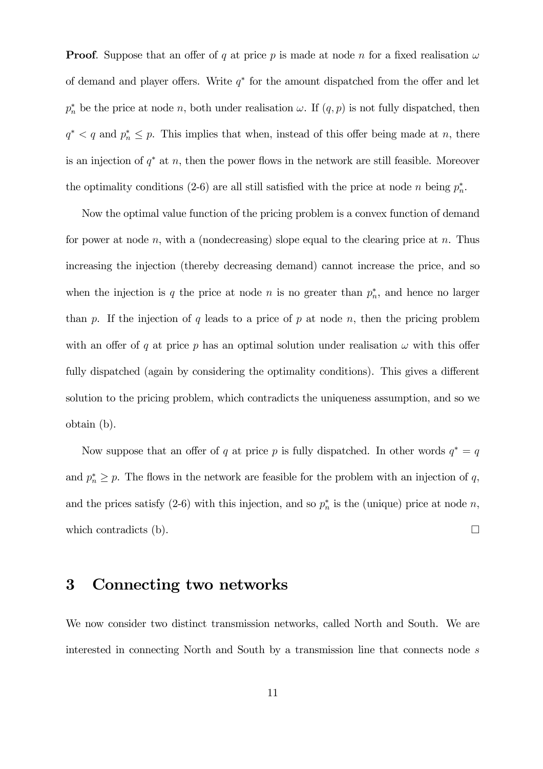**Proof**. Suppose that an offer of $q$ at price $p$ is made at node $n$ for a fixed realisation $\omega$ of demand and player offers. Write $q^*$ for the amount dispatched from the offer and let $p_n^*$ be the price at node $n$, both under realisation $\omega$. If $(q, p)$ is not fully dispatched, then $q^* < q$ and $p_n^* \leq p$. This implies that when, instead of this offer being made at $n$, there is an injection of $q^*$ at $n$, then the power flows in the network are still feasible. Moreover the optimality conditions (2-6) are all still satisfied with the price at node $n$ being $p_n^*$.

Now the optimal value function of the pricing problem is a convex function of demand for power at node $n$, with a (nondecreasing) slope equal to the clearing price at $n$. Thus increasing the injection (thereby decreasing demand) cannot increase the price, and so when the injection is $q$ the price at node $n$ is no greater than $p_n^*$, and hence no larger than $p$. If the injection of $q$ leads to a price of $p$ at node $n$, then the pricing problem with an offer of $q$ at price $p$ has an optimal solution under realisation $\omega$ with this offer fully dispatched (again by considering the optimality conditions). This gives a different solution to the pricing problem, which contradicts the uniqueness assumption, and so we obtain (b).

Now suppose that an offer of $q$ at price $p$ is fully dispatched. In other words $q^* = q$ and $p_n^* \geq p$. The flows in the network are feasible for the problem with an injection of $q$, and the prices satisfy (2-6) with this injection, and so $p_n^*$ is the (unique) price at node $n$, which contradicts (b). $\square$

# 3 Connecting two networks

We now consider two distinct transmission networks, called North and South. We are interested in connecting North and South by a transmission line that connects node $s$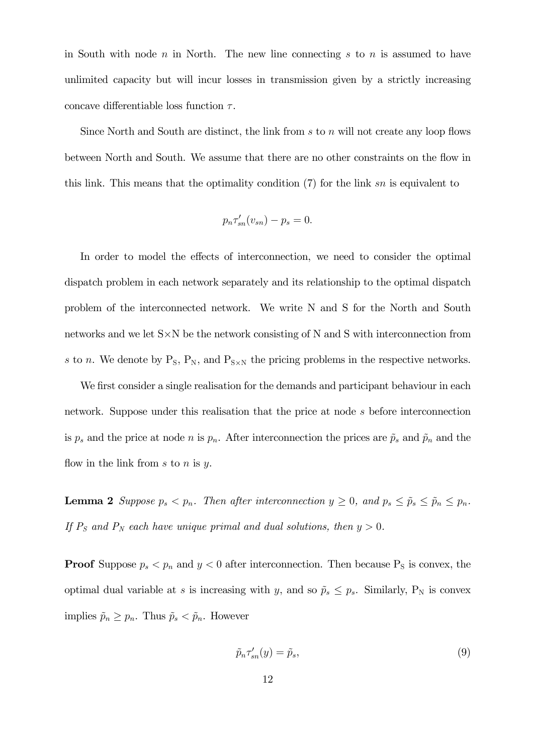in South with node $n$ in North. The new line connecting $s$ to $n$ is assumed to have unlimited capacity but will incur losses in transmission given by a strictly increasing concave differentiable loss function $\tau$.

Since North and South are distinct, the link from $s$ to $n$ will not create any loop flows between North and South. We assume that there are no other constraints on the flow in this link. This means that the optimality condition (7) for the link $sn$ is equivalent to

$$p_n \tau'_{sn}(v_{sn}) - p_s = 0.$$

In order to model the effects of interconnection, we need to consider the optimal dispatch problem in each network separately and its relationship to the optimal dispatch problem of the interconnected network. We write N and S for the North and South networks and we let S×N be the network consisting of N and S with interconnection from $s$ to $n$. We denote by $\mathrm{P_S}$, $\mathrm{P_N}$, and $\mathrm{P_{S\times N}}$ the pricing problems in the respective networks.

We first consider a single realisation for the demands and participant behaviour in each network. Suppose under this realisation that the price at node $s$ before interconnection is $p_s$ and the price at node $n$ is $p_n$. After interconnection the prices are $\tilde{p}_s$ and $\tilde{p}_n$ and the flow in the link from $s$ to $n$ is $y$.

**Lemma 2** *Suppose $p_s < p_n$. Then after interconnection $y \geq 0$, and $p_s \leq \tilde{p}_s \leq \tilde{p}_n \leq p_n$. If $P_S$ and $P_N$ each have unique primal and dual solutions, then $y > 0$.*

**Proof** Suppose $p_s < p_n$ and $y < 0$ after interconnection. Then because $\mathrm{P_S}$ is convex, the optimal dual variable at $s$ is increasing with $y$, and so $\tilde{p}_s \leq p_s$. Similarly, $\mathrm{P_N}$ is convex implies $\tilde{p}_n \geq p_n$. Thus $\tilde{p}_s < \tilde{p}_n$. However

$$\tilde{p}_n \tau'_{sn}(y) = \tilde{p}_s, \tag{9}$$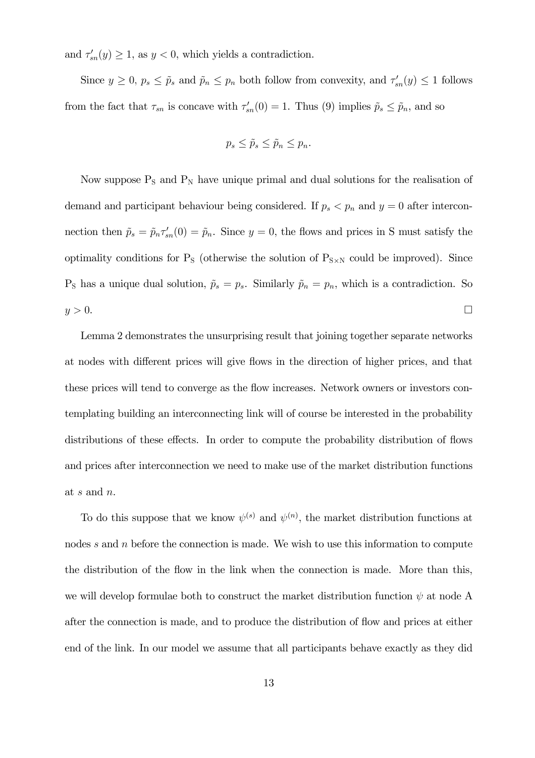and $\tau'_{sn}(y) \geq 1$, as $y < 0$, which yields a contradiction.

Since $y \geq 0$, $p_s \leq \tilde{p}_s$ and $\tilde{p}_n \leq p_n$ both follow from convexity, and $\tau'_{sn}(y) \leq 1$ follows from the fact that $\tau_{sn}$ is concave with $\tau'_{sn}(0) = 1$. Thus (9) implies $\tilde{p}_s \leq \tilde{p}_n$, and so

$$p_s \leq \tilde{p}_s \leq \tilde{p}_n \leq p_n.$$

Now suppose $\mathrm{P_S}$ and $\mathrm{P_N}$ have unique primal and dual solutions for the realisation of demand and participant behaviour being considered. If $p_s < p_n$ and $y = 0$ after interconnection then $\tilde{p}_s = \tilde{p}_n \tau'_{sn}(0) = \tilde{p}_n$. Since $y = 0$, the flows and prices in S must satisfy the optimality conditions for $\mathrm{P_S}$ (otherwise the solution of $\mathrm{P_{S\times N}}$ could be improved). Since $\mathrm{P_S}$ has a unique dual solution, $\tilde{p}_s = p_s$. Similarly $\tilde{p}_n = p_n$, which is a contradiction. So $y > 0$. □

Lemma 2 demonstrates the unsurprising result that joining together separate networks at nodes with different prices will give flows in the direction of higher prices, and that these prices will tend to converge as the flow increases. Network owners or investors contemplating building an interconnecting link will of course be interested in the probability distributions of these effects. In order to compute the probability distribution of flows and prices after interconnection we need to make use of the market distribution functions at $s$ and $n$.

To do this suppose that we know $\psi^{(s)}$ and $\psi^{(n)}$, the market distribution functions at nodes $s$ and $n$ before the connection is made. We wish to use this information to compute the distribution of the flow in the link when the connection is made. More than this, we will develop formulae both to construct the market distribution function $\psi$ at node A after the connection is made, and to produce the distribution of flow and prices at either end of the link. In our model we assume that all participants behave exactly as they did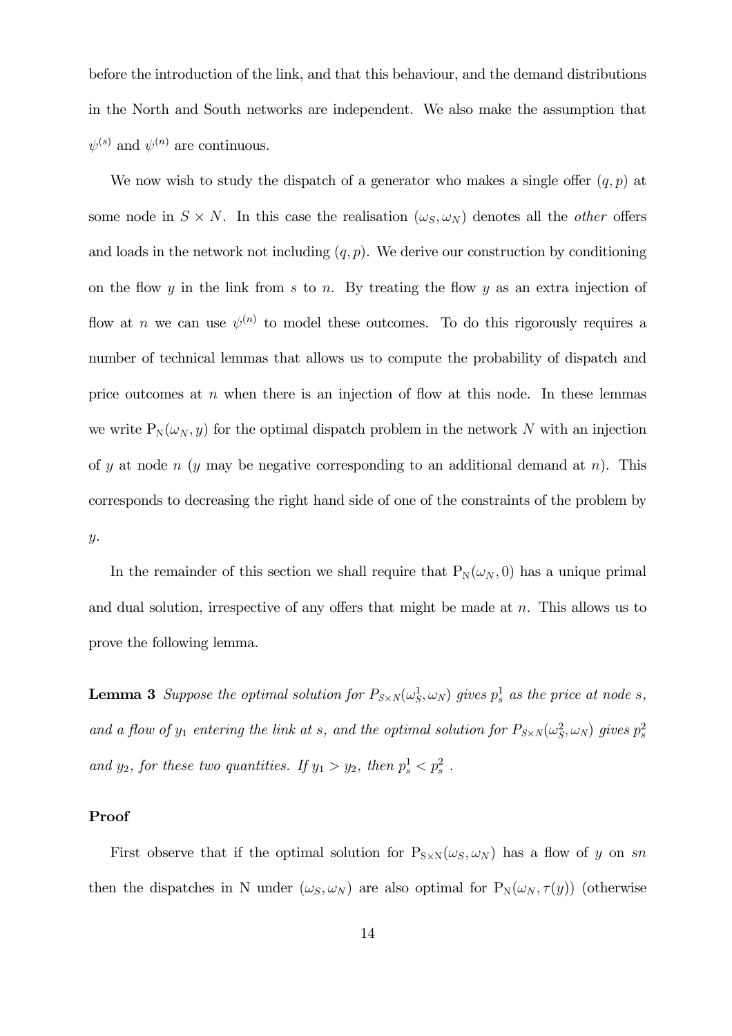before the introduction of the link, and that this behaviour, and the demand distributions in the North and South networks are independent. We also make the assumption that $\psi^{(s)}$ and $\psi^{(n)}$ are continuous.

We now wish to study the dispatch of a generator who makes a single offer $(q, p)$ at some node in $S \times N$. In this case the realisation $(\omega_S, \omega_N)$ denotes all the *other* offers and loads in the network not including $(q, p)$. We derive our construction by conditioning on the flow $y$ in the link from $s$ to $n$. By treating the flow $y$ as an extra injection of flow at $n$ we can use $\psi^{(n)}$ to model these outcomes. To do this rigorously requires a number of technical lemmas that allows us to compute the probability of dispatch and price outcomes at $n$ when there is an injection of flow at this node. In these lemmas we write $\mathrm{P_N}(\omega_N, y)$ for the optimal dispatch problem in the network $N$ with an injection of $y$ at node $n$ ($y$ may be negative corresponding to an additional demand at $n$). This corresponds to decreasing the right hand side of one of the constraints of the problem by $y$.

In the remainder of this section we shall require that $\mathrm{P_N}(\omega_N, 0)$ has a unique primal and dual solution, irrespective of any offers that might be made at $n$. This allows us to prove the following lemma.

**Lemma 3** *Suppose the optimal solution for $P_{S\times N}(\omega_S^1, \omega_N)$ gives $p_s^1$ as the price at node $s$, and a flow of $y_1$ entering the link at $s$, and the optimal solution for $P_{S\times N}(\omega_S^2, \omega_N)$ gives $p_s^2$ and $y_2$, for these two quantities. If $y_1 > y_2$, then $p_s^1 < p_s^2$ .*

**Proof**

First observe that if the optimal solution for $\mathrm{P_{S\times N}}(\omega_S, \omega_N)$ has a flow of $y$ on $sn$ then the dispatches in N under $(\omega_S, \omega_N)$ are also optimal for $\mathrm{P_N}(\omega_N, \tau(y))$ (otherwise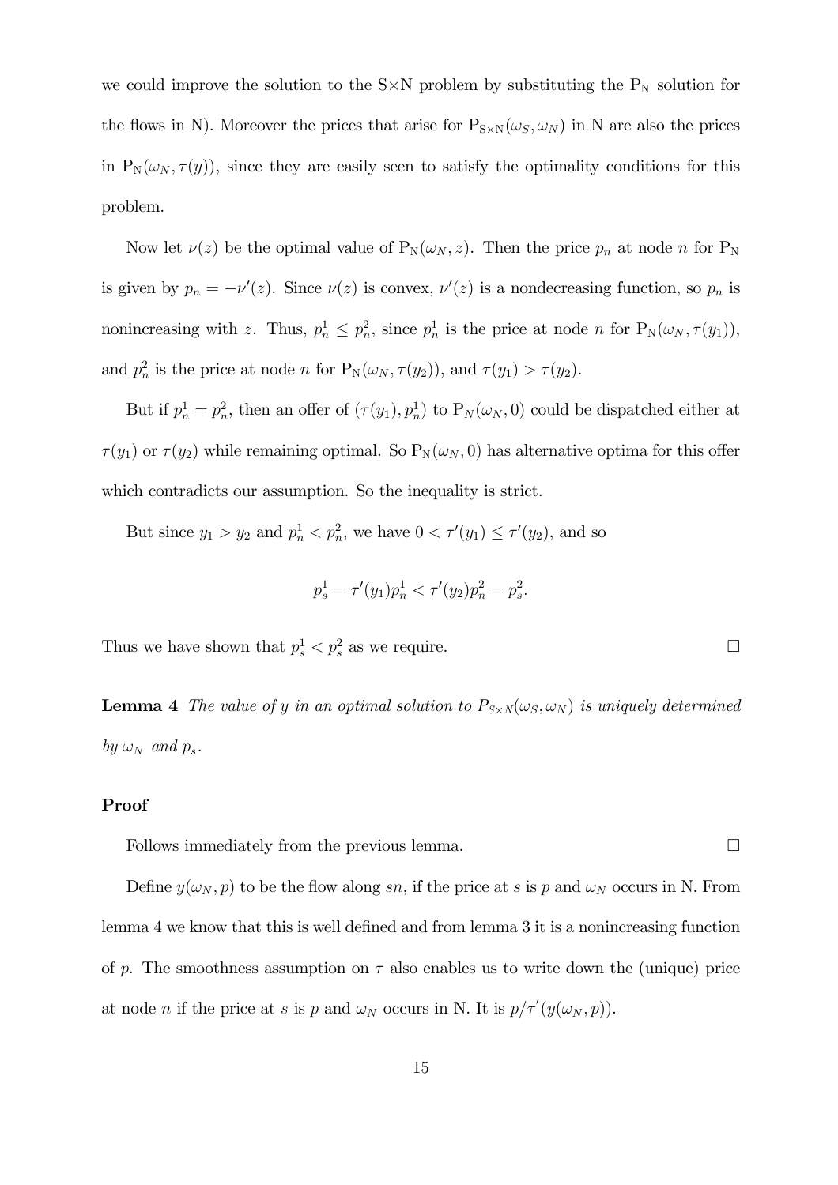we could improve the solution to the S×N problem by substituting the $P_N$ solution for the flows in N). Moreover the prices that arise for $P_{S\times N}(\omega_S, \omega_N)$ in N are also the prices in $P_N(\omega_N, \tau(y))$, since they are easily seen to satisfy the optimality conditions for this problem.

Now let $\nu(z)$ be the optimal value of $P_N(\omega_N, z)$. Then the price $p_n$ at node $n$ for $P_N$ is given by $p_n = -\nu'(z)$. Since $\nu(z)$ is convex, $\nu'(z)$ is a nondecreasing function, so $p_n$ is nonincreasing with $z$. Thus, $p_n^1 \leq p_n^2$, since $p_n^1$ is the price at node $n$ for $P_N(\omega_N, \tau(y_1))$, and $p_n^2$ is the price at node $n$ for $P_N(\omega_N, \tau(y_2))$, and $\tau(y_1) > \tau(y_2)$.

But if $p_n^1 = p_n^2$, then an offer of $(\tau(y_1), p_n^1)$ to $P_N(\omega_N, 0)$ could be dispatched either at $\tau(y_1)$ or $\tau(y_2)$ while remaining optimal. So $P_N(\omega_N, 0)$ has alternative optima for this offer which contradicts our assumption. So the inequality is strict.

But since $y_1 > y_2$ and $p_n^1 < p_n^2$, we have $0 < \tau'(y_1) \leq \tau'(y_2)$, and so

$$p_s^1 = \tau'(y_1)p_n^1 < \tau'(y_2)p_n^2 = p_s^2.$$

Thus we have shown that $p_s^1 < p_s^2$ as we require. □

**Lemma 4** *The value of $y$ in an optimal solution to $P_{S\times N}(\omega_S, \omega_N)$ is uniquely determined by $\omega_N$ and $p_s$.*

### Proof

Follows immediately from the previous lemma. □

Define $y(\omega_N, p)$ to be the flow along $sn$, if the price at $s$ is $p$ and $\omega_N$ occurs in N. From lemma 4 we know that this is well defined and from lemma 3 it is a nonincreasing function of $p$. The smoothness assumption on $\tau$ also enables us to write down the (unique) price at node $n$ if the price at $s$ is $p$ and $\omega_N$ occurs in N. It is $p/\tau'(y(\omega_N, p))$.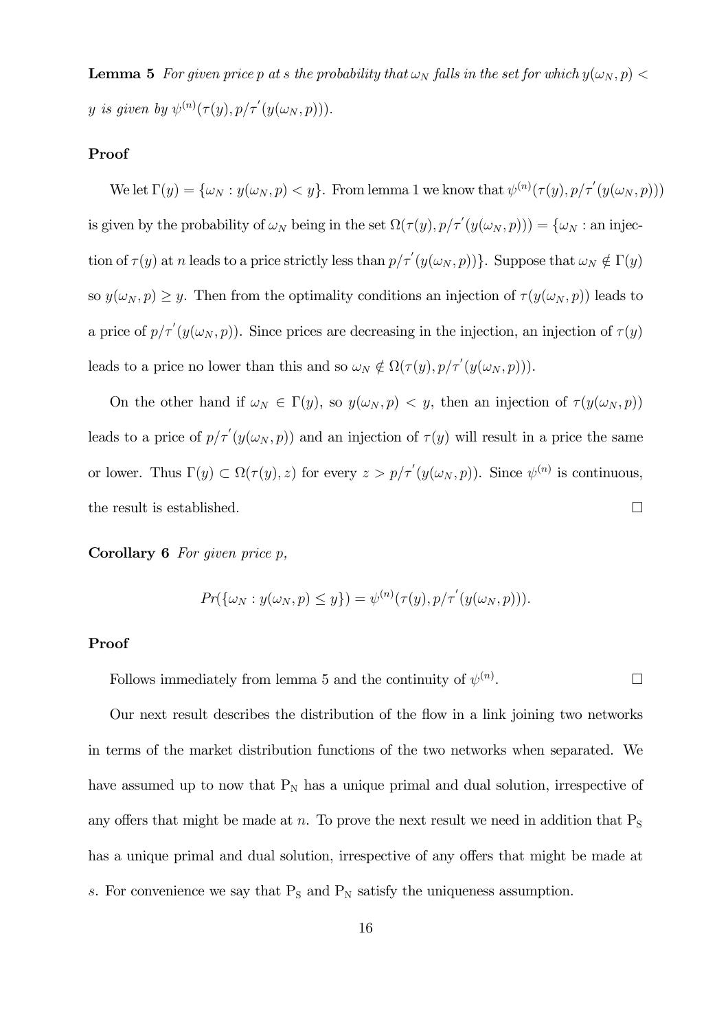**Lemma 5** *For given price $p$ at $s$ the probability that $\omega_N$ falls in the set for which $y(\omega_N, p) < y$ is given by $\psi^{(n)}(\tau(y), p/\tau'(y(\omega_N, p)))$.*

**Proof**

We let $\Gamma(y) = \{\omega_N : y(\omega_N, p) < y\}$. From lemma 1 we know that $\psi^{(n)}(\tau(y), p/\tau'(y(\omega_N, p)))$ is given by the probability of $\omega_N$ being in the set $\Omega(\tau(y), p/\tau'(y(\omega_N, p))) = \{\omega_N :$ an injection of $\tau(y)$ at $n$ leads to a price strictly less than $p/\tau'(y(\omega_N, p))\}$. Suppose that $\omega_N \notin \Gamma(y)$ so $y(\omega_N, p) \geq y$. Then from the optimality conditions an injection of $\tau(y(\omega_N, p))$ leads to a price of $p/\tau'(y(\omega_N, p))$. Since prices are decreasing in the injection, an injection of $\tau(y)$ leads to a price no lower than this and so $\omega_N \notin \Omega(\tau(y), p/\tau'(y(\omega_N, p)))$.

On the other hand if $\omega_N \in \Gamma(y)$, so $y(\omega_N, p) < y$, then an injection of $\tau(y(\omega_N, p))$ leads to a price of $p/\tau'(y(\omega_N, p))$ and an injection of $\tau(y)$ will result in a price the same or lower. Thus $\Gamma(y) \subset \Omega(\tau(y), z)$ for every $z > p/\tau'(y(\omega_N, p))$. Since $\psi^{(n)}$ is continuous, the result is established. $\square$

**Corollary 6** *For given price $p$,*

$$Pr(\{\omega_N : y(\omega_N, p) \leq y\}) = \psi^{(n)}(\tau(y), p/\tau'(y(\omega_N, p))).$$

**Proof**

Follows immediately from lemma 5 and the continuity of $\psi^{(n)}$. $\square$

Our next result describes the distribution of the flow in a link joining two networks in terms of the market distribution functions of the two networks when separated. We have assumed up to now that $\mathrm{P_N}$ has a unique primal and dual solution, irrespective of any offers that might be made at $n$. To prove the next result we need in addition that $\mathrm{P_S}$ has a unique primal and dual solution, irrespective of any offers that might be made at $s$. For convenience we say that $\mathrm{P_S}$ and $\mathrm{P_N}$ satisfy the uniqueness assumption.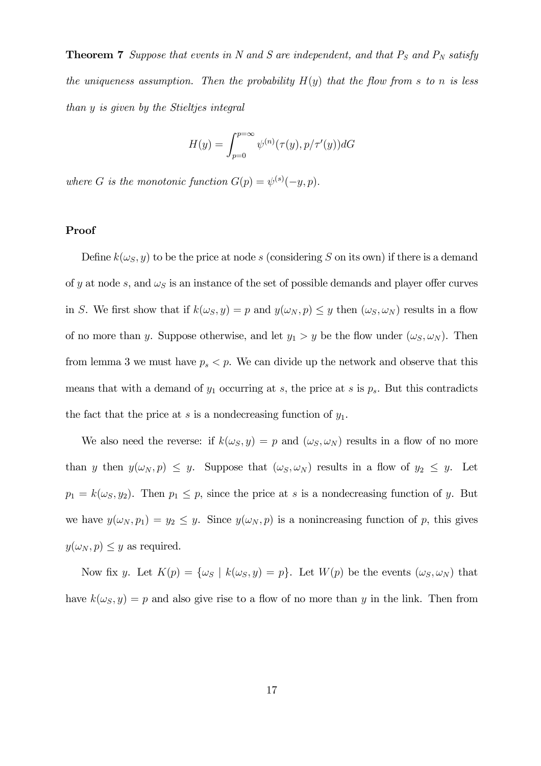**Theorem 7** *Suppose that events in $N$ and $S$ are independent, and that $P_S$ and $P_N$ satisfy the uniqueness assumption. Then the probability $H(y)$ that the flow from $s$ to $n$ is less than $y$ is given by the Stieltjes integral*

$$H(y) = \int_{p=0}^{p=\infty} \psi^{(n)}(\tau(y), p/\tau'(y))dG$$

*where $G$ is the monotonic function $G(p) = \psi^{(s)}(-y, p)$.*

**Proof**

Define $k(\omega_S, y)$ to be the price at node $s$ (considering $S$ on its own) if there is a demand of $y$ at node $s$, and $\omega_S$ is an instance of the set of possible demands and player offer curves in $S$. We first show that if $k(\omega_S, y) = p$ and $y(\omega_N, p) \leq y$ then $(\omega_S, \omega_N)$ results in a flow of no more than $y$. Suppose otherwise, and let $y_1 > y$ be the flow under $(\omega_S, \omega_N)$. Then from lemma 3 we must have $p_s < p$. We can divide up the network and observe that this means that with a demand of $y_1$ occurring at $s$, the price at $s$ is $p_s$. But this contradicts the fact that the price at $s$ is a nondecreasing function of $y_1$.

We also need the reverse: if $k(\omega_S, y) = p$ and $(\omega_S, \omega_N)$ results in a flow of no more than $y$ then $y(\omega_N, p) \leq y$. Suppose that $(\omega_S, \omega_N)$ results in a flow of $y_2 \leq y$. Let $p_1 = k(\omega_S, y_2)$. Then $p_1 \leq p$, since the price at $s$ is a nondecreasing function of $y$. But we have $y(\omega_N, p_1) = y_2 \leq y$. Since $y(\omega_N, p)$ is a nonincreasing function of $p$, this gives $y(\omega_N, p) \leq y$ as required.

Now fix $y$. Let $K(p) = \{\omega_S \mid k(\omega_S, y) = p\}$. Let $W(p)$ be the events $(\omega_S, \omega_N)$ that have $k(\omega_S, y) = p$ and also give rise to a flow of no more than $y$ in the link. Then from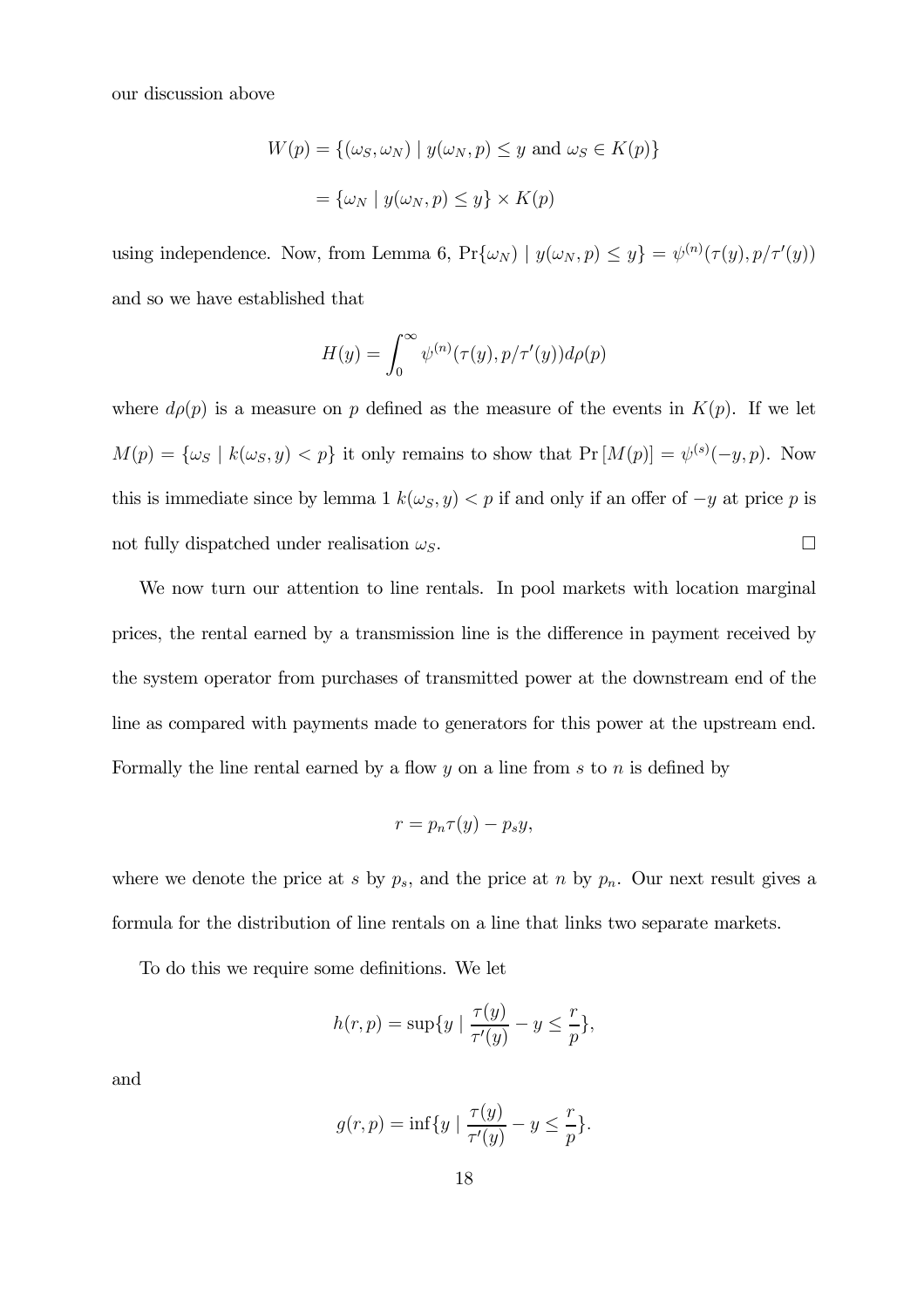our discussion above

$$W(p) = \{(\omega_S, \omega_N) \mid y(\omega_N, p) \leq y \text{ and } \omega_S \in K(p)\}$$

$$= \{\omega_N \mid y(\omega_N, p) \leq y\} \times K(p)$$

using independence. Now, from Lemma 6, $\Pr\{\omega_N) \mid y(\omega_N, p) \leq y\} = \psi^{(n)}(\tau(y), p/\tau'(y))$ and so we have established that

$$H(y) = \int_0^\infty \psi^{(n)}(\tau(y), p/\tau'(y)) d\rho(p)$$

where $d\rho(p)$ is a measure on $p$ defined as the measure of the events in $K(p)$. If we let $M(p) = \{\omega_S \mid k(\omega_S, y) < p\}$ it only remains to show that $\Pr[M(p)] = \psi^{(s)}(-y, p)$. Now this is immediate since by lemma 1 $k(\omega_S, y) < p$ if and only if an offer of $-y$ at price $p$ is not fully dispatched under realisation $\omega_S$. $\square$

We now turn our attention to line rentals. In pool markets with location marginal prices, the rental earned by a transmission line is the difference in payment received by the system operator from purchases of transmitted power at the downstream end of the line as compared with payments made to generators for this power at the upstream end. Formally the line rental earned by a flow $y$ on a line from $s$ to $n$ is defined by

$$r = p_n \tau(y) - p_s y,$$

where we denote the price at $s$ by $p_s$, and the price at $n$ by $p_n$. Our next result gives a formula for the distribution of line rentals on a line that links two separate markets.

To do this we require some definitions. We let

$$h(r, p) = \sup\{y \mid \frac{\tau(y)}{\tau'(y)} - y \leq \frac{r}{p}\},$$

and

$$g(r, p) = \inf\{y \mid \frac{\tau(y)}{\tau'(y)} - y \leq \frac{r}{p}\}.$$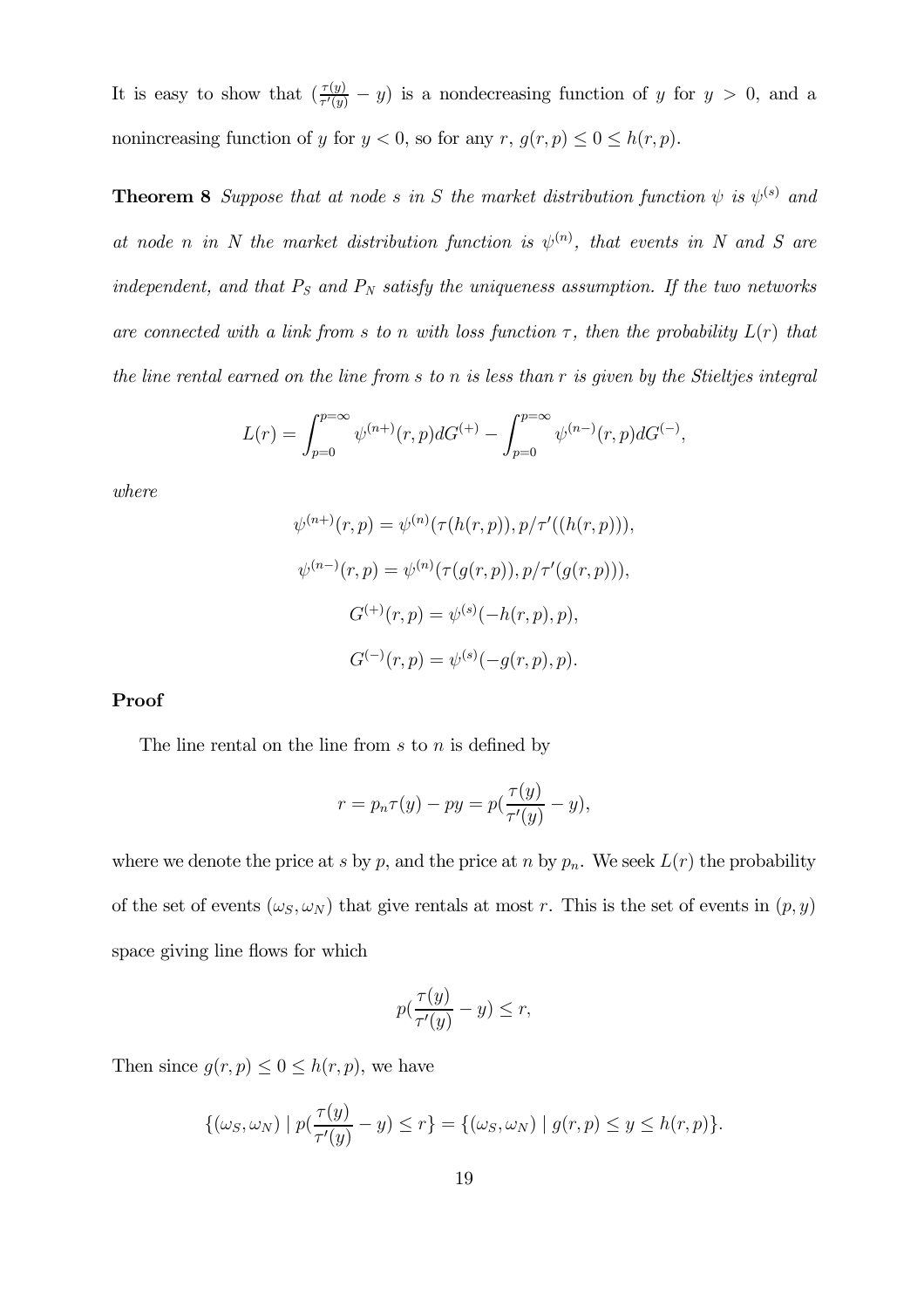It is easy to show that $(\frac{\tau(y)}{\tau'(y)} - y)$ is a nondecreasing function of $y$ for $y > 0$, and a nonincreasing function of $y$ for $y < 0$, so for any $r$, $g(r,p) \leq 0 \leq h(r,p)$.

**Theorem 8** *Suppose that at node $s$ in $S$ the market distribution function $\psi$ is $\psi^{(s)}$ and at node $n$ in $N$ the market distribution function is $\psi^{(n)}$, that events in $N$ and $S$ are independent, and that $P_S$ and $P_N$ satisfy the uniqueness assumption. If the two networks are connected with a link from $s$ to $n$ with loss function $\tau$, then the probability $L(r)$ that the line rental earned on the line from $s$ to $n$ is less than $r$ is given by the Stieltjes integral*

$$L(r) = \int_{p=0}^{p=\infty} \psi^{(n+)}(r,p) dG^{(+)} - \int_{p=0}^{p=\infty} \psi^{(n-)}(r,p) dG^{(-)},$$

*where*

$$\psi^{(n+)}(r,p) = \psi^{(n)}(\tau(h(r,p)), p/\tau'((h(r,p))),$$

$$\psi^{(n-)}(r,p) = \psi^{(n)}(\tau(g(r,p)), p/\tau'(g(r,p))),$$

$$G^{(+)}(r,p) = \psi^{(s)}(-h(r,p), p),$$

$$G^{(-)}(r,p) = \psi^{(s)}(-g(r,p), p).$$

**Proof**

The line rental on the line from $s$ to $n$ is defined by

$$r = p_n \tau(y) - py = p(\frac{\tau(y)}{\tau'(y)} - y),$$

where we denote the price at $s$ by $p$, and the price at $n$ by $p_n$. We seek $L(r)$ the probability of the set of events $(\omega_S, \omega_N)$ that give rentals at most $r$. This is the set of events in $(p, y)$ space giving line flows for which

$$p(\frac{\tau(y)}{\tau'(y)} - y) \leq r,$$

Then since $g(r,p) \leq 0 \leq h(r,p)$, we have

$$\{(\omega_S, \omega_N) \mid p(\frac{\tau(y)}{\tau'(y)} - y) \leq r\} = \{(\omega_S, \omega_N) \mid g(r,p) \leq y \leq h(r,p)\}.$$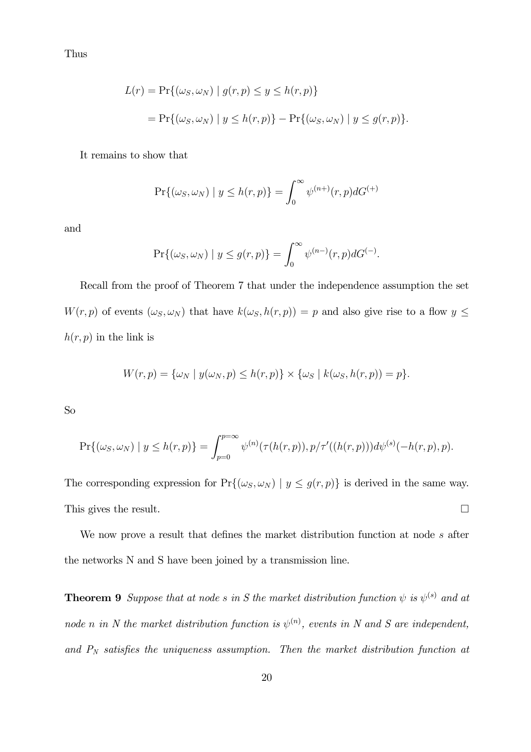Thus

$$L(r) = \Pr\{(\omega_S, \omega_N) \mid g(r,p) \leq y \leq h(r,p)\}$$

$$= \Pr\{(\omega_S, \omega_N) \mid y \leq h(r,p)\} - \Pr\{(\omega_S, \omega_N) \mid y \leq g(r,p)\}.$$

It remains to show that

$$\Pr\{(\omega_S, \omega_N) \mid y \leq h(r,p)\} = \int_0^\infty \psi^{(n+)}(r,p) dG^{(+)}$$

and

$$\Pr\{(\omega_S, \omega_N) \mid y \leq g(r,p)\} = \int_0^\infty \psi^{(n-)}(r,p) dG^{(-)}.$$

Recall from the proof of Theorem 7 that under the independence assumption the set $W(r,p)$ of events $(\omega_S, \omega_N)$ that have $k(\omega_S, h(r,p)) = p$ and also give rise to a flow $y \leq h(r,p)$ in the link is

$$W(r,p) = \{\omega_N \mid y(\omega_N, p) \leq h(r,p)\} \times \{\omega_S \mid k(\omega_S, h(r,p)) = p\}.$$

So

$$\Pr\{(\omega_S, \omega_N) \mid y \leq h(r,p)\} = \int_{p=0}^{p=\infty} \psi^{(n)}(\tau(h(r,p)), p/\tau'((h(r,p))) d\psi^{(s)}(-h(r,p), p).$$

The corresponding expression for $\Pr\{(\omega_S, \omega_N) \mid y \leq g(r,p)\}$ is derived in the same way. This gives the result. $\square$

We now prove a result that defines the market distribution function at node $s$ after the networks N and S have been joined by a transmission line.

**Theorem 9** *Suppose that at node $s$ in S the market distribution function $\psi$ is $\psi^{(s)}$ and at node $n$ in N the market distribution function is $\psi^{(n)}$, events in N and S are independent, and $P_N$ satisfies the uniqueness assumption. Then the market distribution function at*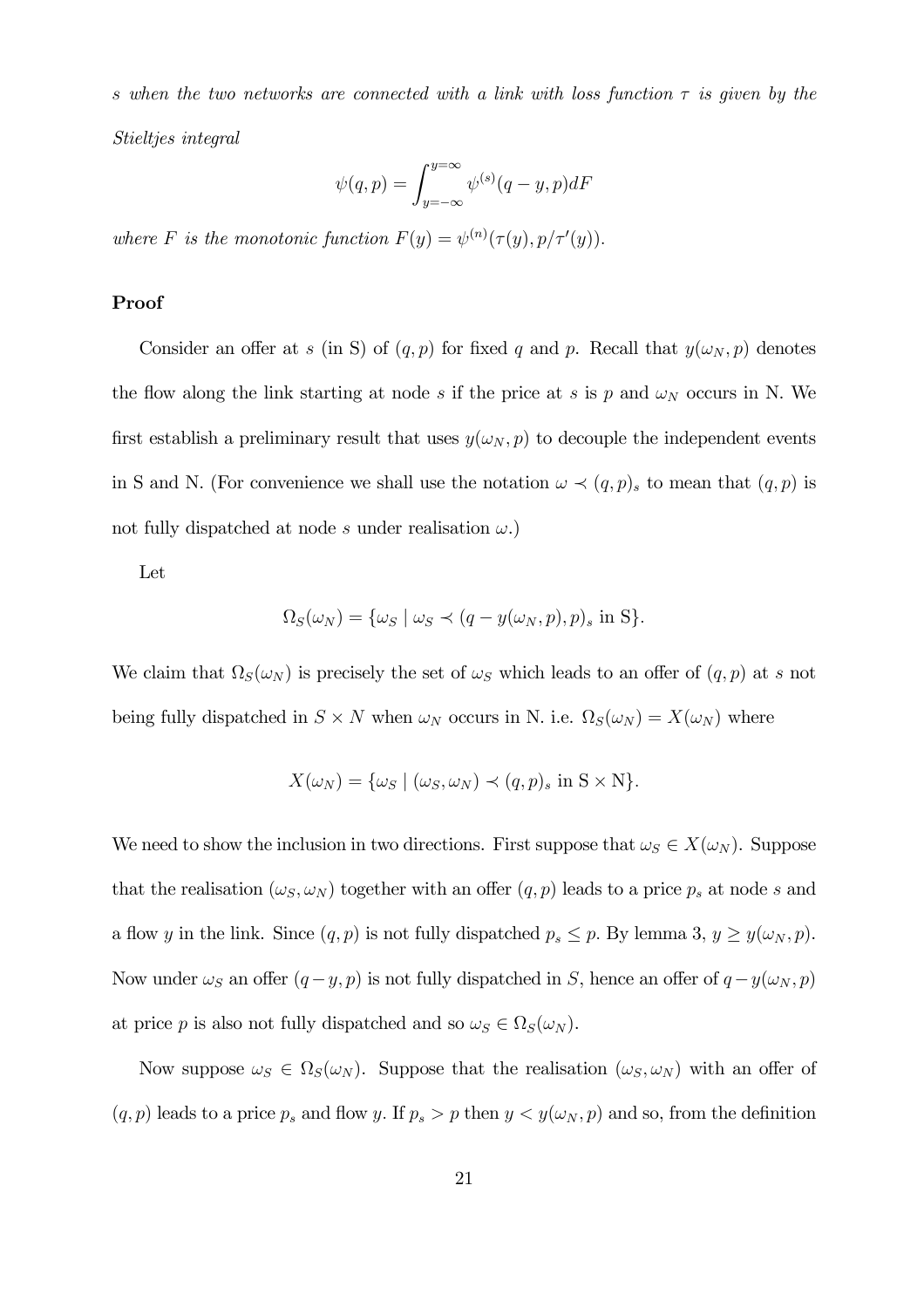*s when the two networks are connected with a link with loss function $\tau$ is given by the Stieltjes integral*

$$\psi(q,p) = \int_{y=-\infty}^{y=\infty} \psi^{(s)}(q-y,p)dF$$

*where $F$ is the monotonic function $F(y) = \psi^{(n)}(\tau(y), p/\tau'(y))$.*

**Proof**

Consider an offer at $s$ (in S) of $(q, p)$ for fixed $q$ and $p$. Recall that $y(\omega_N, p)$ denotes the flow along the link starting at node $s$ if the price at $s$ is $p$ and $\omega_N$ occurs in N. We first establish a preliminary result that uses $y(\omega_N, p)$ to decouple the independent events in S and N. (For convenience we shall use the notation $\omega \prec (q,p)_s$ to mean that $(q, p)$ is not fully dispatched at node $s$ under realisation $\omega$.)

Let

$$\Omega_S(\omega_N) = \{\omega_S \mid \omega_S \prec (q - y(\omega_N, p), p)_s \text{ in S}\}.$$

We claim that $\Omega_S(\omega_N)$ is precisely the set of $\omega_S$ which leads to an offer of $(q, p)$ at $s$ not being fully dispatched in $S \times N$ when $\omega_N$ occurs in N. i.e. $\Omega_S(\omega_N) = X(\omega_N)$ where

$$X(\omega_N) = \{\omega_S \mid (\omega_S, \omega_N) \prec (q,p)_s \text{ in S} \times \text{N}\}.$$

We need to show the inclusion in two directions. First suppose that $\omega_S \in X(\omega_N)$. Suppose that the realisation $(\omega_S, \omega_N)$ together with an offer $(q, p)$ leads to a price $p_s$ at node $s$ and a flow $y$ in the link. Since $(q, p)$ is not fully dispatched $p_s \leq p$. By lemma 3, $y \geq y(\omega_N, p)$. Now under $\omega_S$ an offer $(q - y, p)$ is not fully dispatched in $S$, hence an offer of $q - y(\omega_N, p)$ at price $p$ is also not fully dispatched and so $\omega_S \in \Omega_S(\omega_N)$.

Now suppose $\omega_S \in \Omega_S(\omega_N)$. Suppose that the realisation $(\omega_S, \omega_N)$ with an offer of $(q, p)$ leads to a price $p_s$ and flow $y$. If $p_s > p$ then $y < y(\omega_N, p)$ and so, from the definition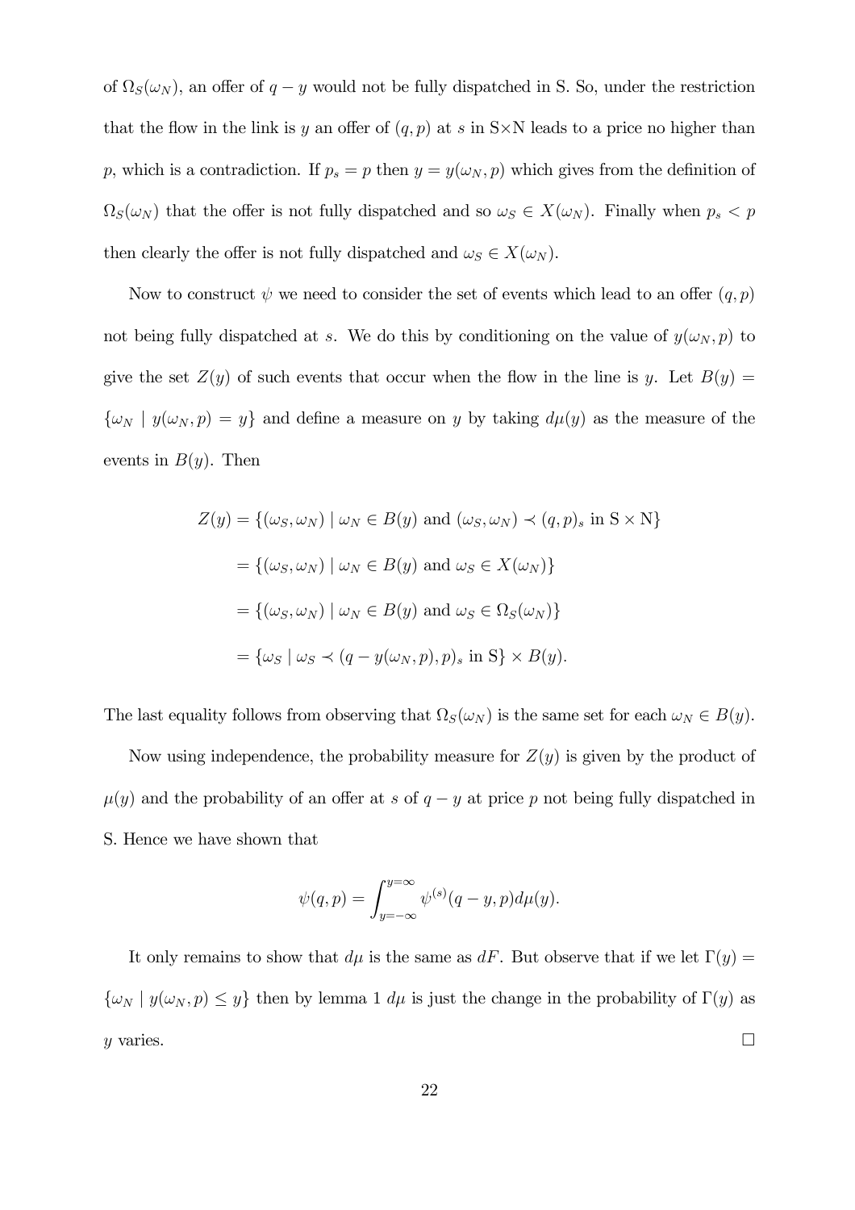of $\Omega_S(\omega_N)$, an offer of $q - y$ would not be fully dispatched in S. So, under the restriction that the flow in the link is $y$ an offer of $(q, p)$ at $s$ in S×N leads to a price no higher than $p$, which is a contradiction. If $p_s = p$ then $y = y(\omega_N, p)$ which gives from the definition of $\Omega_S(\omega_N)$ that the offer is not fully dispatched and so $\omega_S \in X(\omega_N)$. Finally when $p_s < p$ then clearly the offer is not fully dispatched and $\omega_S \in X(\omega_N)$.

Now to construct $\psi$ we need to consider the set of events which lead to an offer $(q, p)$ not being fully dispatched at $s$. We do this by conditioning on the value of $y(\omega_N, p)$ to give the set $Z(y)$ of such events that occur when the flow in the line is $y$. Let $B(y) = \{\omega_N \mid y(\omega_N, p) = y\}$ and define a measure on $y$ by taking $d\mu(y)$ as the measure of the events in $B(y)$. Then

$$
\begin{aligned}
Z(y) &= \{(\omega_S, \omega_N) \mid \omega_N \in B(y) \text{ and } (\omega_S, \omega_N) \prec (q, p)_s \text{ in S} \times \text{N}\} \\
&= \{(\omega_S, \omega_N) \mid \omega_N \in B(y) \text{ and } \omega_S \in X(\omega_N)\} \\
&= \{(\omega_S, \omega_N) \mid \omega_N \in B(y) \text{ and } \omega_S \in \Omega_S(\omega_N)\} \\
&= \{\omega_S \mid \omega_S \prec (q - y(\omega_N, p), p)_s \text{ in S}\} \times B(y).
\end{aligned}
$$

The last equality follows from observing that $\Omega_S(\omega_N)$ is the same set for each $\omega_N \in B(y)$.

Now using independence, the probability measure for $Z(y)$ is given by the product of $\mu(y)$ and the probability of an offer at $s$ of $q - y$ at price $p$ not being fully dispatched in S. Hence we have shown that

$$
\psi(q, p) = \int_{y=-\infty}^{y=\infty} \psi^{(s)}(q - y, p) d\mu(y).
$$

It only remains to show that $d\mu$ is the same as $dF$. But observe that if we let $\Gamma(y) = \{\omega_N \mid y(\omega_N, p) \leq y\}$ then by lemma 1 $d\mu$ is just the change in the probability of $\Gamma(y)$ as $y$ varies. □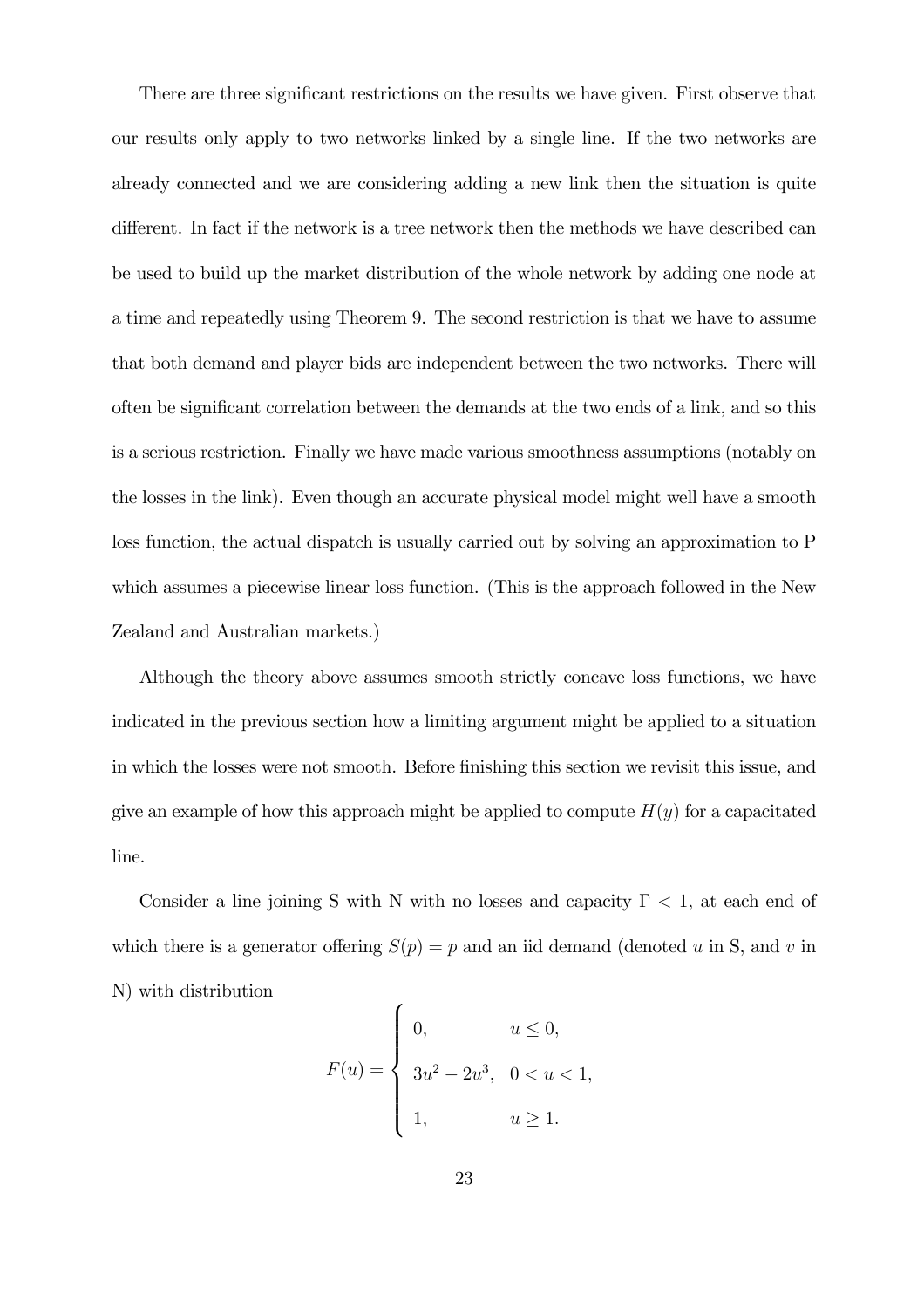There are three significant restrictions on the results we have given. First observe that our results only apply to two networks linked by a single line. If the two networks are already connected and we are considering adding a new link then the situation is quite different. In fact if the network is a tree network then the methods we have described can be used to build up the market distribution of the whole network by adding one node at a time and repeatedly using Theorem 9. The second restriction is that we have to assume that both demand and player bids are independent between the two networks. There will often be significant correlation between the demands at the two ends of a link, and so this is a serious restriction. Finally we have made various smoothness assumptions (notably on the losses in the link). Even though an accurate physical model might well have a smooth loss function, the actual dispatch is usually carried out by solving an approximation to P which assumes a piecewise linear loss function. (This is the approach followed in the New Zealand and Australian markets.)

Although the theory above assumes smooth strictly concave loss functions, we have indicated in the previous section how a limiting argument might be applied to a situation in which the losses were not smooth. Before finishing this section we revisit this issue, and give an example of how this approach might be applied to compute $H(y)$ for a capacitated line.

Consider a line joining S with N with no losses and capacity $\Gamma < 1$, at each end of which there is a generator offering $S(p) = p$ and an iid demand (denoted $u$ in S, and $v$ in N) with distribution

$$F(u) = \begin{cases} 0, & u \leq 0, \\ 3u^2 - 2u^3, & 0 < u < 1, \\ 1, & u \geq 1. \end{cases}$$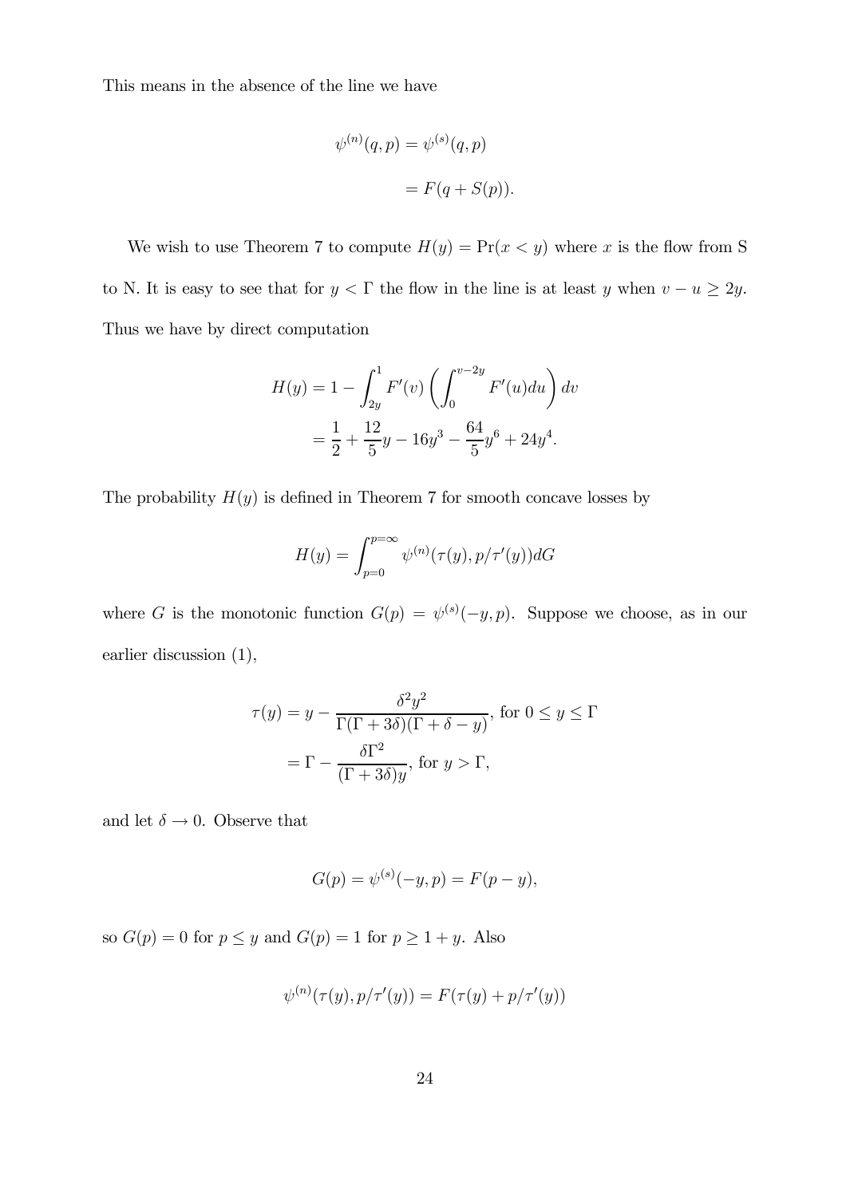This means in the absence of the line we have

$$
\begin{aligned}
\psi^{(n)}(q,p) &= \psi^{(s)}(q,p) \\
&= F(q + S(p)).
\end{aligned}
$$

We wish to use Theorem 7 to compute $H(y) = \Pr(x < y)$ where $x$ is the flow from S to N. It is easy to see that for $y < \Gamma$ the flow in the line is at least $y$ when $v - u \geq 2y$. Thus we have by direct computation

$$
\begin{aligned}
H(y) &= 1 - \int_{2y}^{1} F'(v) \left( \int_{0}^{v-2y} F'(u) du \right) dv \\
&= \frac{1}{2} + \frac{12}{5}y - 16y^3 - \frac{64}{5}y^6 + 24y^4.
\end{aligned}
$$

The probability $H(y)$ is defined in Theorem 7 for smooth concave losses by

$$
H(y) = \int_{p=0}^{p=\infty} \psi^{(n)}(\tau(y), p/\tau'(y)) dG
$$

where $G$ is the monotonic function $G(p) = \psi^{(s)}(-y, p)$. Suppose we choose, as in our earlier discussion (1),

$$
\begin{aligned}
\tau(y) &= y - \frac{\delta^2 y^2}{\Gamma(\Gamma + 3\delta)(\Gamma + \delta - y)}, \text{ for } 0 \leq y \leq \Gamma \\
&= \Gamma - \frac{\delta \Gamma^2}{(\Gamma + 3\delta) y}, \text{ for } y > \Gamma,
\end{aligned}
$$

and let $\delta \to 0$. Observe that

$$
G(p) = \psi^{(s)}(-y, p) = F(p - y),
$$

so $G(p) = 0$ for $p \leq y$ and $G(p) = 1$ for $p \geq 1 + y$. Also

$$
\psi^{(n)}(\tau(y), p/\tau'(y)) = F(\tau(y) + p/\tau'(y))
$$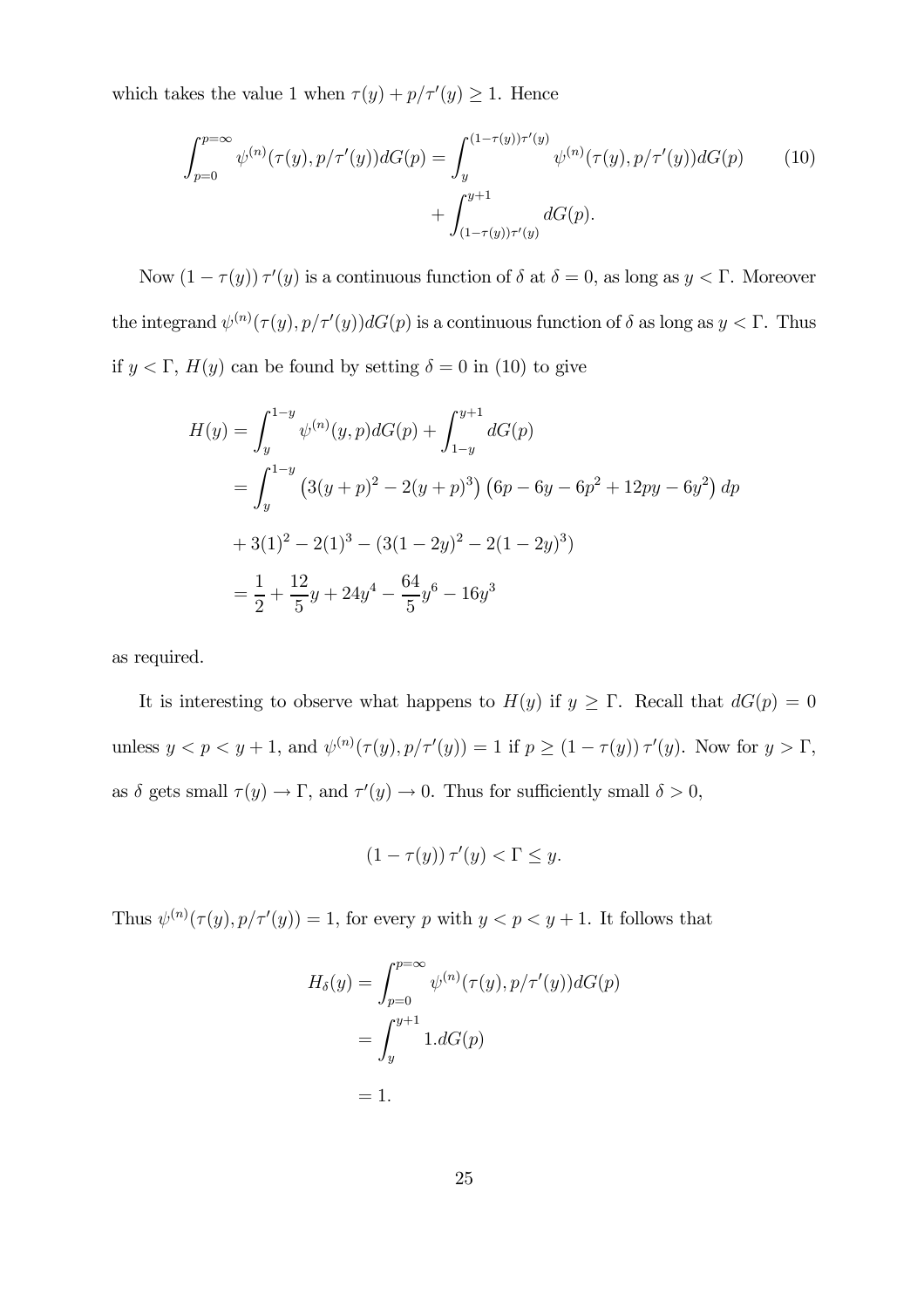which takes the value 1 when $\tau(y) + p/\tau'(y) \geq 1$. Hence

$$\int_{p=0}^{p=\infty} \psi^{(n)}(\tau(y), p/\tau'(y))dG(p) = \int_{y}^{(1-\tau(y))\tau'(y)} \psi^{(n)}(\tau(y), p/\tau'(y))dG(p) + \int_{(1-\tau(y))\tau'(y)}^{y+1} dG(p). \tag{10}$$

Now $(1-\tau(y))\,\tau'(y)$ is a continuous function of $\delta$ at $\delta = 0$, as long as $y < \Gamma$. Moreover the integrand $\psi^{(n)}(\tau(y), p/\tau'(y))dG(p)$ is a continuous function of $\delta$ as long as $y < \Gamma$. Thus if $y < \Gamma$, $H(y)$ can be found by setting $\delta = 0$ in (10) to give

$$\begin{aligned}
H(y) &= \int_{y}^{1-y} \psi^{(n)}(y,p)dG(p) + \int_{1-y}^{y+1} dG(p) \\
&= \int_{y}^{1-y} \left(3(y+p)^2 - 2(y+p)^3\right)\left(6p - 6y - 6p^2 + 12py - 6y^2\right)dp \\
&\quad + 3(1)^2 - 2(1)^3 - (3(1-2y)^2 - 2(1-2y)^3) \\
&= \frac{1}{2} + \frac{12}{5}y + 24y^4 - \frac{64}{5}y^6 - 16y^3
\end{aligned}$$

as required.

It is interesting to observe what happens to $H(y)$ if $y \geq \Gamma$. Recall that $dG(p) = 0$ unless $y < p < y+1$, and $\psi^{(n)}(\tau(y), p/\tau'(y)) = 1$ if $p \geq (1-\tau(y))\,\tau'(y)$. Now for $y > \Gamma$, as $\delta$ gets small $\tau(y) \to \Gamma$, and $\tau'(y) \to 0$. Thus for sufficiently small $\delta > 0$,

$$(1-\tau(y))\,\tau'(y) < \Gamma \leq y.$$

Thus $\psi^{(n)}(\tau(y), p/\tau'(y)) = 1$, for every $p$ with $y < p < y+1$. It follows that

$$\begin{aligned}
H_\delta(y) &= \int_{p=0}^{p=\infty} \psi^{(n)}(\tau(y), p/\tau'(y))dG(p) \\
&= \int_{y}^{y+1} 1.dG(p) \\
&= 1.
\end{aligned}$$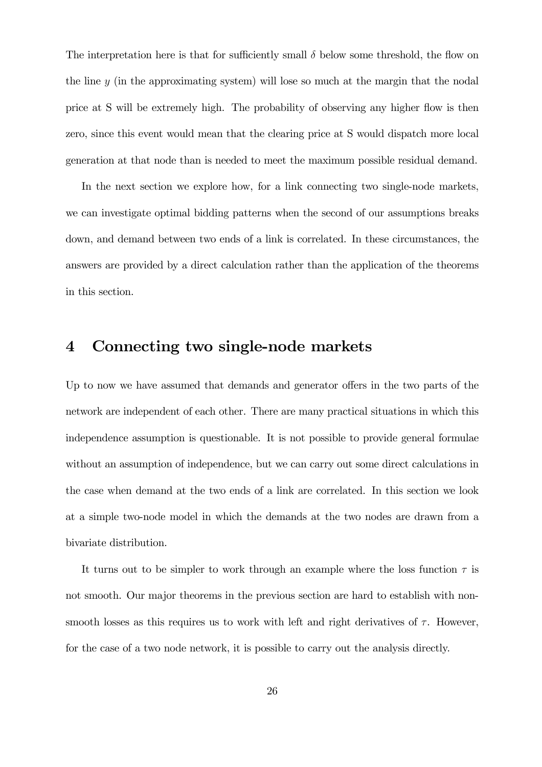The interpretation here is that for sufficiently small $\delta$ below some threshold, the flow on the line $y$ (in the approximating system) will lose so much at the margin that the nodal price at S will be extremely high. The probability of observing any higher flow is then zero, since this event would mean that the clearing price at S would dispatch more local generation at that node than is needed to meet the maximum possible residual demand.

In the next section we explore how, for a link connecting two single-node markets, we can investigate optimal bidding patterns when the second of our assumptions breaks down, and demand between two ends of a link is correlated. In these circumstances, the answers are provided by a direct calculation rather than the application of the theorems in this section.

# 4 Connecting two single-node markets

Up to now we have assumed that demands and generator offers in the two parts of the network are independent of each other. There are many practical situations in which this independence assumption is questionable. It is not possible to provide general formulae without an assumption of independence, but we can carry out some direct calculations in the case when demand at the two ends of a link are correlated. In this section we look at a simple two-node model in which the demands at the two nodes are drawn from a bivariate distribution.

It turns out to be simpler to work through an example where the loss function $\tau$ is not smooth. Our major theorems in the previous section are hard to establish with non-smooth losses as this requires us to work with left and right derivatives of $\tau$. However, for the case of a two node network, it is possible to carry out the analysis directly.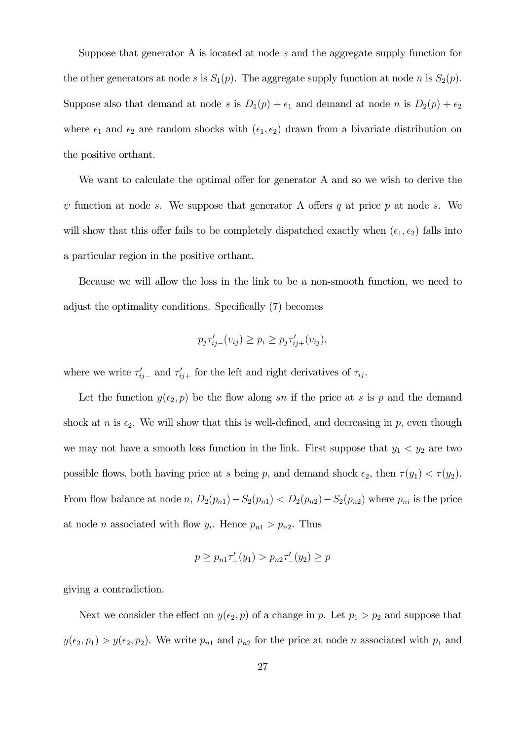Suppose that generator A is located at node $s$ and the aggregate supply function for the other generators at node $s$ is $S_1(p)$. The aggregate supply function at node $n$ is $S_2(p)$. Suppose also that demand at node $s$ is $D_1(p) + \epsilon_1$ and demand at node $n$ is $D_2(p) + \epsilon_2$ where $\epsilon_1$ and $\epsilon_2$ are random shocks with $(\epsilon_1, \epsilon_2)$ drawn from a bivariate distribution on the positive orthant.

We want to calculate the optimal offer for generator A and so we wish to derive the $\psi$ function at node $s$. We suppose that generator A offers $q$ at price $p$ at node $s$. We will show that this offer fails to be completely dispatched exactly when $(\epsilon_1, \epsilon_2)$ falls into a particular region in the positive orthant.

Because we will allow the loss in the link to be a non-smooth function, we need to adjust the optimality conditions. Specifically (7) becomes

$$p_j \tau'_{ij-}(v_{ij}) \geq p_i \geq p_j \tau'_{ij+}(v_{ij}),$$

where we write $\tau'_{ij-}$ and $\tau'_{ij+}$ for the left and right derivatives of $\tau_{ij}$.

Let the function $y(\epsilon_2, p)$ be the flow along $sn$ if the price at $s$ is $p$ and the demand shock at $n$ is $\epsilon_2$. We will show that this is well-defined, and decreasing in $p$, even though we may not have a smooth loss function in the link. First suppose that $y_1 < y_2$ are two possible flows, both having price at $s$ being $p$, and demand shock $\epsilon_2$, then $\tau(y_1) < \tau(y_2)$. From flow balance at node $n$, $D_2(p_{n1}) - S_2(p_{n1}) < D_2(p_{n2}) - S_2(p_{n2})$ where $p_{ni}$ is the price at node $n$ associated with flow $y_i$. Hence $p_{n1} > p_{n2}$. Thus

$$p \geq p_{n1} \tau'_{+}(y_1) > p_{n2} \tau'_{-}(y_2) \geq p$$

giving a contradiction.

Next we consider the effect on $y(\epsilon_2, p)$ of a change in $p$. Let $p_1 > p_2$ and suppose that $y(\epsilon_2, p_1) > y(\epsilon_2, p_2)$. We write $p_{n1}$ and $p_{n2}$ for the price at node $n$ associated with $p_1$ and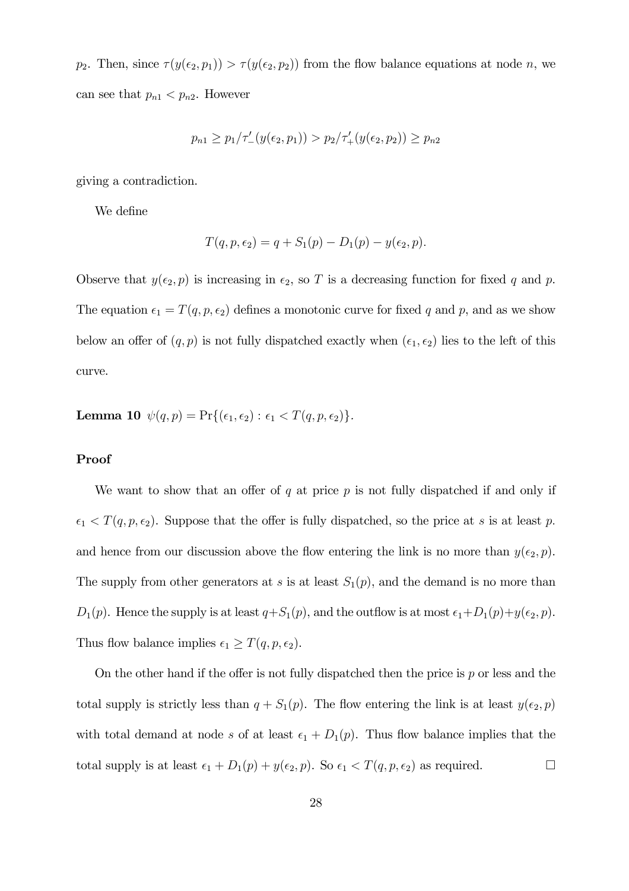$p_2$. Then, since $\tau(y(\epsilon_2, p_1)) > \tau(y(\epsilon_2, p_2))$ from the flow balance equations at node $n$, we can see that $p_{n1} < p_{n2}$. However

$$p_{n1} \geq p_1/\tau'_-(y(\epsilon_2, p_1)) > p_2/\tau'_+(y(\epsilon_2, p_2)) \geq p_{n2}$$

giving a contradiction.

We define

$$T(q, p, \epsilon_2) = q + S_1(p) - D_1(p) - y(\epsilon_2, p).$$

Observe that $y(\epsilon_2, p)$ is increasing in $\epsilon_2$, so $T$ is a decreasing function for fixed $q$ and $p$. The equation $\epsilon_1 = T(q, p, \epsilon_2)$ defines a monotonic curve for fixed $q$ and $p$, and as we show below an offer of $(q, p)$ is not fully dispatched exactly when $(\epsilon_1, \epsilon_2)$ lies to the left of this curve.

**Lemma 10** $\psi(q, p) = \Pr\{(\epsilon_1, \epsilon_2) : \epsilon_1 < T(q, p, \epsilon_2)\}$.

**Proof**

We want to show that an offer of $q$ at price $p$ is not fully dispatched if and only if $\epsilon_1 < T(q, p, \epsilon_2)$. Suppose that the offer is fully dispatched, so the price at $s$ is at least $p$. and hence from our discussion above the flow entering the link is no more than $y(\epsilon_2, p)$. The supply from other generators at $s$ is at least $S_1(p)$, and the demand is no more than $D_1(p)$. Hence the supply is at least $q+S_1(p)$, and the outflow is at most $\epsilon_1+D_1(p)+y(\epsilon_2, p)$. Thus flow balance implies $\epsilon_1 \geq T(q, p, \epsilon_2)$.

On the other hand if the offer is not fully dispatched then the price is $p$ or less and the total supply is strictly less than $q + S_1(p)$. The flow entering the link is at least $y(\epsilon_2, p)$ with total demand at node $s$ of at least $\epsilon_1 + D_1(p)$. Thus flow balance implies that the total supply is at least $\epsilon_1 + D_1(p) + y(\epsilon_2, p)$. So $\epsilon_1 < T(q, p, \epsilon_2)$ as required. $\square$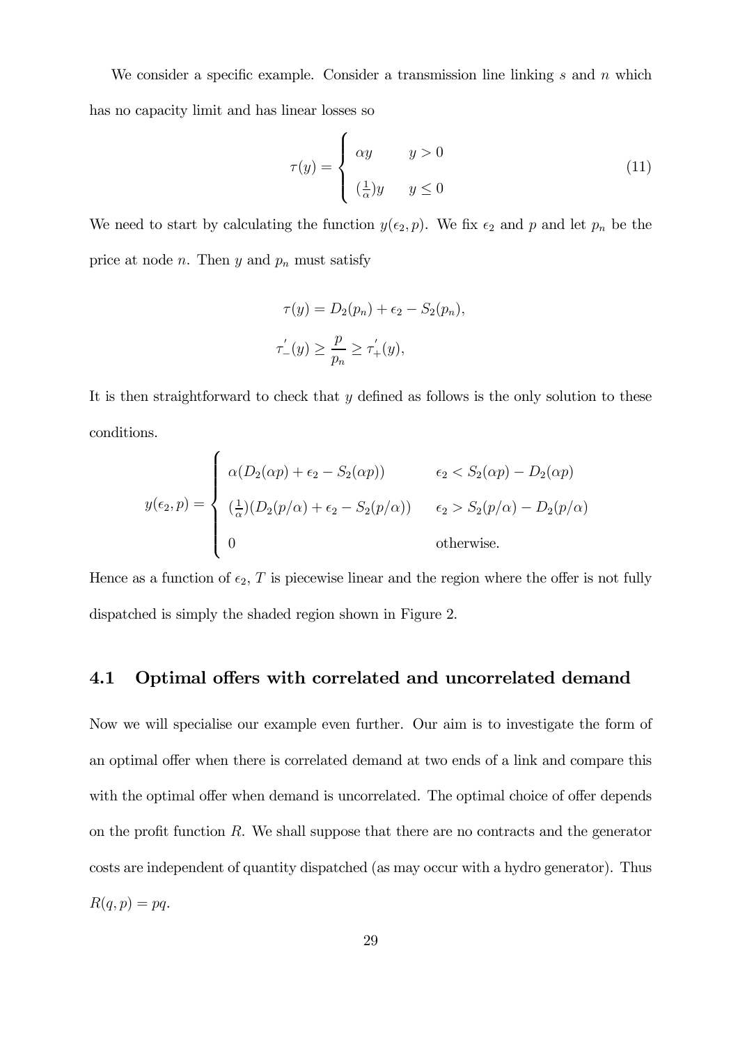We consider a specific example. Consider a transmission line linking $s$ and $n$ which has no capacity limit and has linear losses so

$$\tau(y) = \begin{cases} \alpha y & y > 0 \\ (\frac{1}{\alpha})y & y \leq 0 \end{cases} \tag{11}$$

We need to start by calculating the function $y(\epsilon_2, p)$. We fix $\epsilon_2$ and $p$ and let $p_n$ be the price at node $n$. Then $y$ and $p_n$ must satisfy

$$\tau(y) = D_2(p_n) + \epsilon_2 - S_2(p_n),$$

$$\tau_-^{'}(y) \geq \frac{p}{p_n} \geq \tau_+^{'}(y),$$

It is then straightforward to check that $y$ defined as follows is the only solution to these conditions.

$$y(\epsilon_2, p) = \begin{cases} \alpha(D_2(\alpha p) + \epsilon_2 - S_2(\alpha p)) & \epsilon_2 < S_2(\alpha p) - D_2(\alpha p) \\ (\frac{1}{\alpha})(D_2(p/\alpha) + \epsilon_2 - S_2(p/\alpha)) & \epsilon_2 > S_2(p/\alpha) - D_2(p/\alpha) \\ 0 & \text{otherwise.} \end{cases}$$

Hence as a function of $\epsilon_2$, $T$ is piecewise linear and the region where the offer is not fully dispatched is simply the shaded region shown in Figure 2.

### 4.1 Optimal offers with correlated and uncorrelated demand

Now we will specialise our example even further. Our aim is to investigate the form of an optimal offer when there is correlated demand at two ends of a link and compare this with the optimal offer when demand is uncorrelated. The optimal choice of offer depends on the profit function $R$. We shall suppose that there are no contracts and the generator costs are independent of quantity dispatched (as may occur with a hydro generator). Thus $R(q, p) = pq$.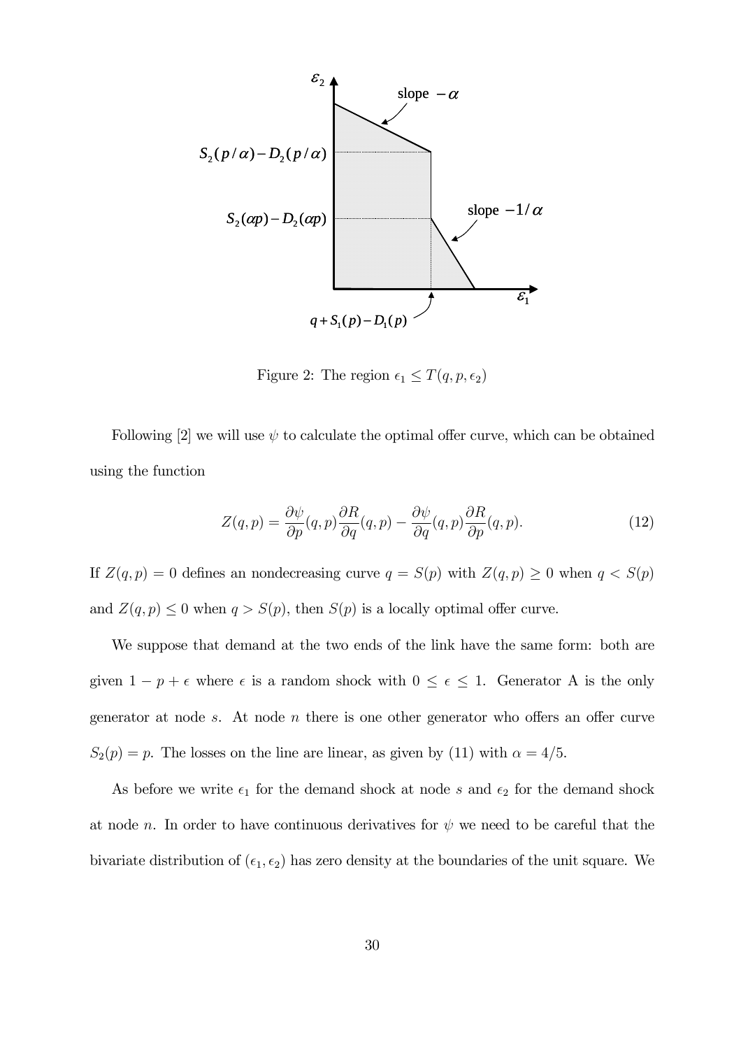Figure 2: The region $\epsilon_1 \leq T(q, p, \epsilon_2)$

Following [2] we will use $\psi$ to calculate the optimal offer curve, which can be obtained using the function

$$Z(q,p) = \frac{\partial \psi}{\partial p}(q,p)\frac{\partial R}{\partial q}(q,p) - \frac{\partial \psi}{\partial q}(q,p)\frac{\partial R}{\partial p}(q,p). \tag{12}$$

If $Z(q, p) = 0$ defines an nondecreasing curve $q = S(p)$ with $Z(q, p) \geq 0$ when $q < S(p)$ and $Z(q, p) \leq 0$ when $q > S(p)$, then $S(p)$ is a locally optimal offer curve.

We suppose that demand at the two ends of the link have the same form: both are given $1 - p + \epsilon$ where $\epsilon$ is a random shock with $0 \leq \epsilon \leq 1$. Generator A is the only generator at node $s$. At node $n$ there is one other generator who offers an offer curve $S_2(p) = p$. The losses on the line are linear, as given by (11) with $\alpha = 4/5$.

As before we write $\epsilon_1$ for the demand shock at node $s$ and $\epsilon_2$ for the demand shock at node $n$. In order to have continuous derivatives for $\psi$ we need to be careful that the bivariate distribution of $(\epsilon_1, \epsilon_2)$ has zero density at the boundaries of the unit square. We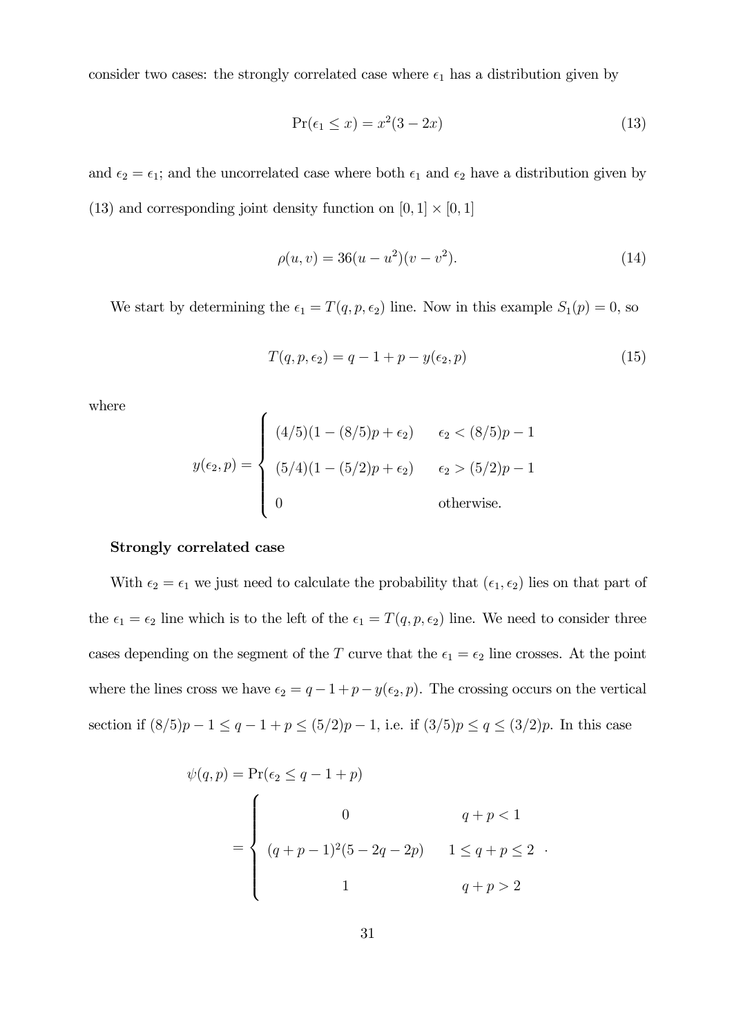consider two cases: the strongly correlated case where $\epsilon_1$ has a distribution given by

$$\Pr(\epsilon_1 \leq x) = x^2(3 - 2x) \tag{13}$$

and $\epsilon_2 = \epsilon_1$; and the uncorrelated case where both $\epsilon_1$ and $\epsilon_2$ have a distribution given by (13) and corresponding joint density function on $[0, 1] \times [0, 1]$

$$\rho(u, v) = 36(u - u^2)(v - v^2). \tag{14}$$

We start by determining the $\epsilon_1 = T(q, p, \epsilon_2)$ line. Now in this example $S_1(p) = 0$, so

$$T(q, p, \epsilon_2) = q - 1 + p - y(\epsilon_2, p) \tag{15}$$

where

$$y(\epsilon_2, p) = \begin{cases} (4/5)(1 - (8/5)p + \epsilon_2) & \epsilon_2 < (8/5)p - 1 \\ (5/4)(1 - (5/2)p + \epsilon_2) & \epsilon_2 > (5/2)p - 1 \\ 0 & \text{otherwise.} \end{cases}$$

**Strongly correlated case**

With $\epsilon_2 = \epsilon_1$ we just need to calculate the probability that $(\epsilon_1, \epsilon_2)$ lies on that part of the $\epsilon_1 = \epsilon_2$ line which is to the left of the $\epsilon_1 = T(q, p, \epsilon_2)$ line. We need to consider three cases depending on the segment of the $T$ curve that the $\epsilon_1 = \epsilon_2$ line crosses. At the point where the lines cross we have $\epsilon_2 = q - 1 + p - y(\epsilon_2, p)$. The crossing occurs on the vertical section if $(8/5)p - 1 \leq q - 1 + p \leq (5/2)p - 1$, i.e. if $(3/5)p \leq q \leq (3/2)p$. In this case

$$\begin{aligned} \psi(q, p) &= \Pr(\epsilon_2 \leq q - 1 + p) \\ &= \begin{cases} 0 & q + p < 1 \\ (q + p - 1)^2(5 - 2q - 2p) & 1 \leq q + p \leq 2 \\ 1 & q + p > 2 \end{cases} . \end{aligned}$$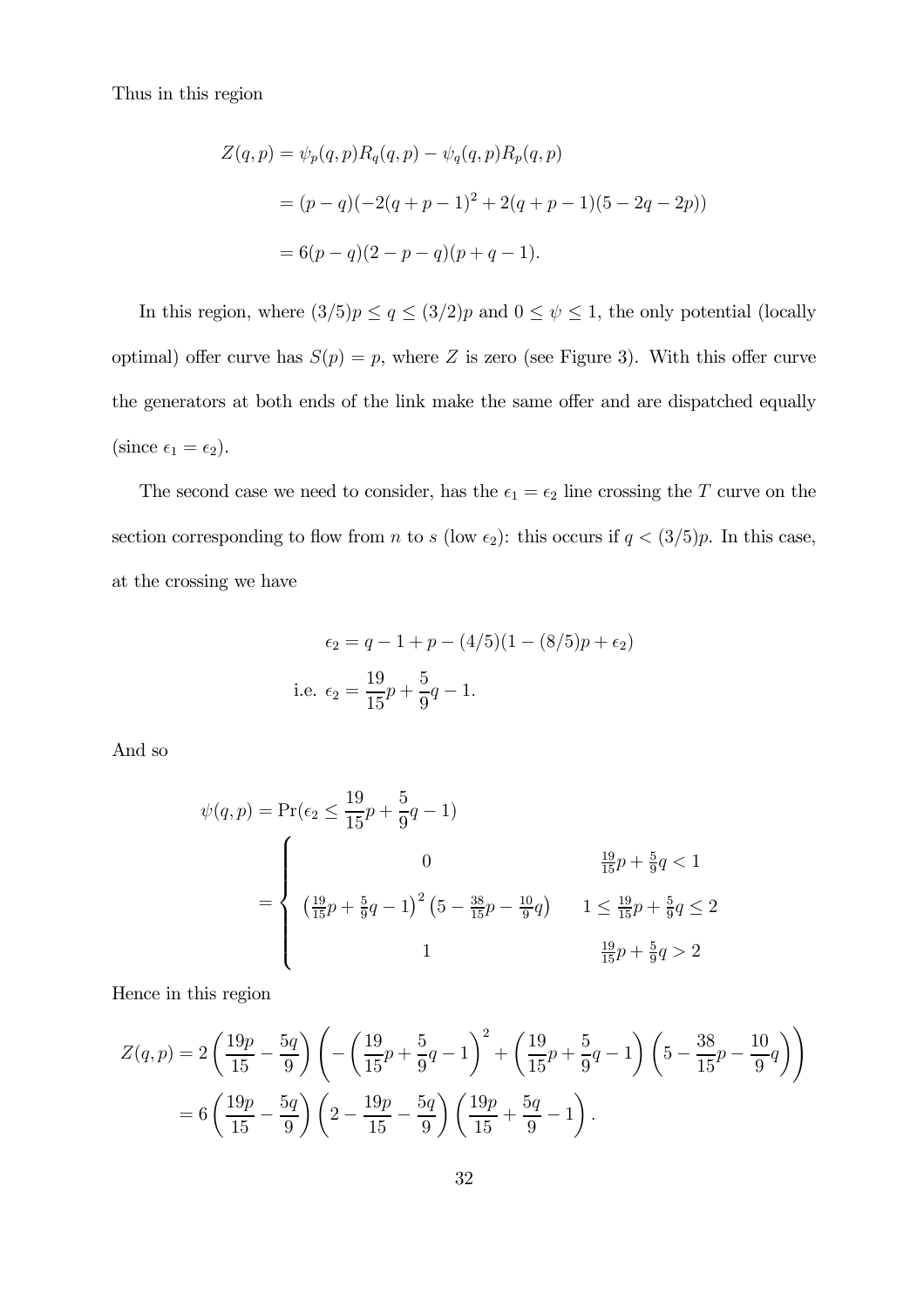Thus in this region

$$
\begin{aligned}
Z(q,p) &= \psi_p(q,p)R_q(q,p) - \psi_q(q,p)R_p(q,p) \\
&= (p-q)(-2(q+p-1)^2 + 2(q+p-1)(5-2q-2p)) \\
&= 6(p-q)(2-p-q)(p+q-1).
\end{aligned}
$$

In this region, where $(3/5)p \leq q \leq (3/2)p$ and $0 \leq \psi \leq 1$, the only potential (locally optimal) offer curve has $S(p) = p$, where $Z$ is zero (see Figure 3). With this offer curve the generators at both ends of the link make the same offer and are dispatched equally (since $\epsilon_1 = \epsilon_2$).

The second case we need to consider, has the $\epsilon_1 = \epsilon_2$ line crossing the $T$ curve on the section corresponding to flow from $n$ to $s$ (low $\epsilon_2$): this occurs if $q < (3/5)p$. In this case, at the crossing we have

$$
\begin{aligned}
\epsilon_2 &= q - 1 + p - (4/5)(1 - (8/5)p + \epsilon_2) \\
\text{i.e. } \epsilon_2 &= \frac{19}{15}p + \frac{5}{9}q - 1.
\end{aligned}
$$

And so

$$
\begin{aligned}
\psi(q,p) &= \Pr(\epsilon_2 \leq \frac{19}{15}p + \frac{5}{9}q - 1) \\
&= \begin{cases}
0 & \frac{19}{15}p + \frac{5}{9}q < 1 \\
\left(\frac{19}{15}p + \frac{5}{9}q - 1\right)^2\left(5 - \frac{38}{15}p - \frac{10}{9}q\right) & 1 \leq \frac{19}{15}p + \frac{5}{9}q \leq 2 \\
1 & \frac{19}{15}p + \frac{5}{9}q > 2
\end{cases}
\end{aligned}
$$

Hence in this region

$$
\begin{aligned}
Z(q,p) &= 2\left(\frac{19p}{15} - \frac{5q}{9}\right)\left(-\left(\frac{19}{15}p + \frac{5}{9}q - 1\right)^2 + \left(\frac{19}{15}p + \frac{5}{9}q - 1\right)\left(5 - \frac{38}{15}p - \frac{10}{9}q\right)\right) \\
&= 6\left(\frac{19p}{15} - \frac{5q}{9}\right)\left(2 - \frac{19p}{15} - \frac{5q}{9}\right)\left(\frac{19p}{15} + \frac{5q}{9} - 1\right).
\end{aligned}
$$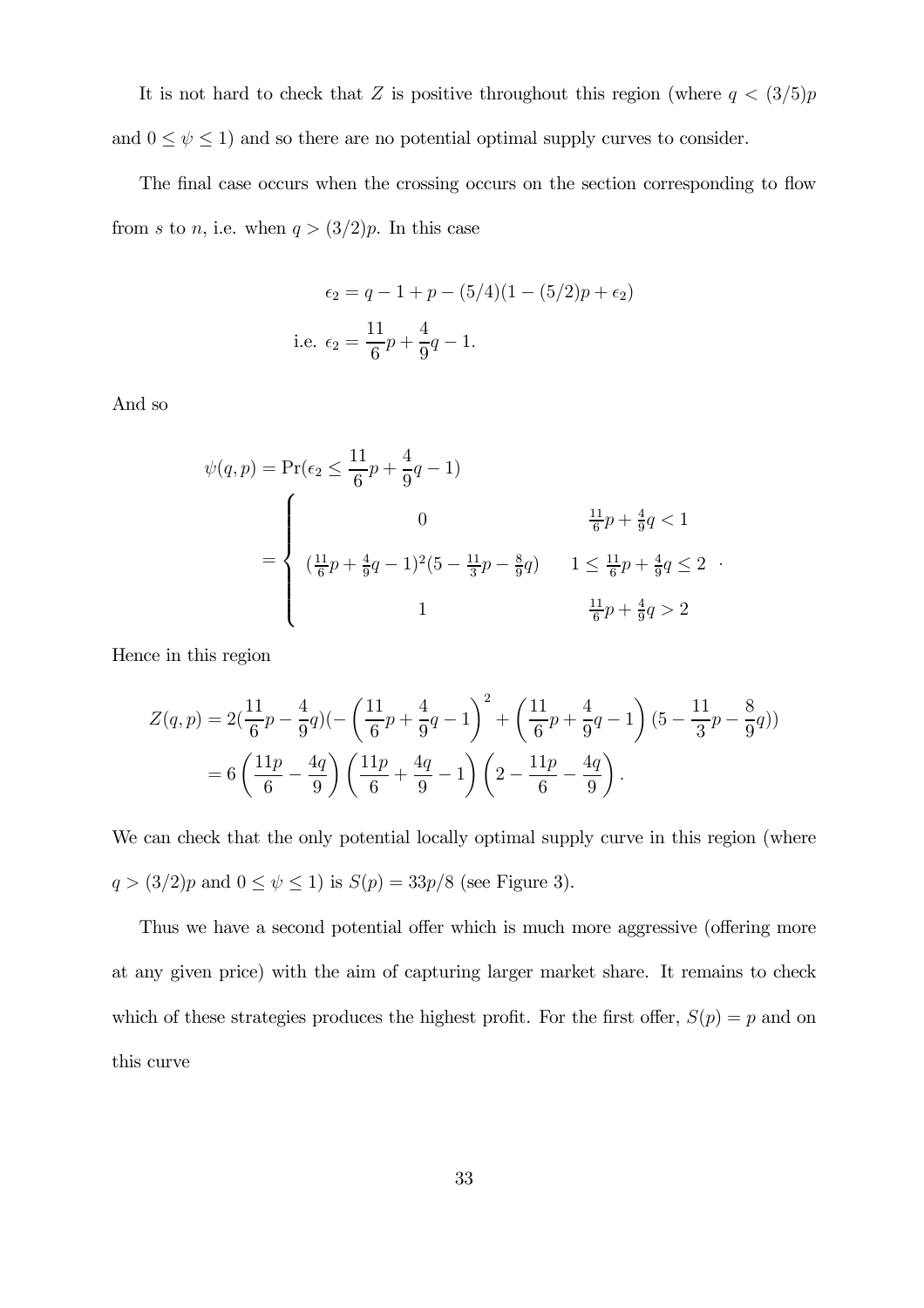It is not hard to check that $Z$ is positive throughout this region (where $q < (3/5)p$ and $0 \leq \psi \leq 1$) and so there are no potential optimal supply curves to consider.

The final case occurs when the crossing occurs on the section corresponding to flow from $s$ to $n$, i.e. when $q > (3/2)p$. In this case

$$\epsilon_2 = q - 1 + p - (5/4)(1 - (5/2)p + \epsilon_2)$$
$$\text{i.e. } \epsilon_2 = \frac{11}{6}p + \frac{4}{9}q - 1.$$

And so

$$\psi(q,p) = \Pr(\epsilon_2 \leq \frac{11}{6}p + \frac{4}{9}q - 1)$$
$$= \begin{cases} 0 & \frac{11}{6}p + \frac{4}{9}q < 1 \\ (\frac{11}{6}p + \frac{4}{9}q - 1)^2(5 - \frac{11}{3}p - \frac{8}{9}q) & 1 \leq \frac{11}{6}p + \frac{4}{9}q \leq 2 \\ 1 & \frac{11}{6}p + \frac{4}{9}q > 2 \end{cases}.$$

Hence in this region

$$Z(q,p) = 2(\frac{11}{6}p - \frac{4}{9}q)(-\left(\frac{11}{6}p + \frac{4}{9}q - 1\right)^2 + \left(\frac{11}{6}p + \frac{4}{9}q - 1\right)(5 - \frac{11}{3}p - \frac{8}{9}q))$$
$$= 6\left(\frac{11p}{6} - \frac{4q}{9}\right)\left(\frac{11p}{6} + \frac{4q}{9} - 1\right)\left(2 - \frac{11p}{6} - \frac{4q}{9}\right).$$

We can check that the only potential locally optimal supply curve in this region (where $q > (3/2)p$ and $0 \leq \psi \leq 1$) is $S(p) = 33p/8$ (see Figure 3).

Thus we have a second potential offer which is much more aggressive (offering more at any given price) with the aim of capturing larger market share. It remains to check which of these strategies produces the highest profit. For the first offer, $S(p) = p$ and on this curve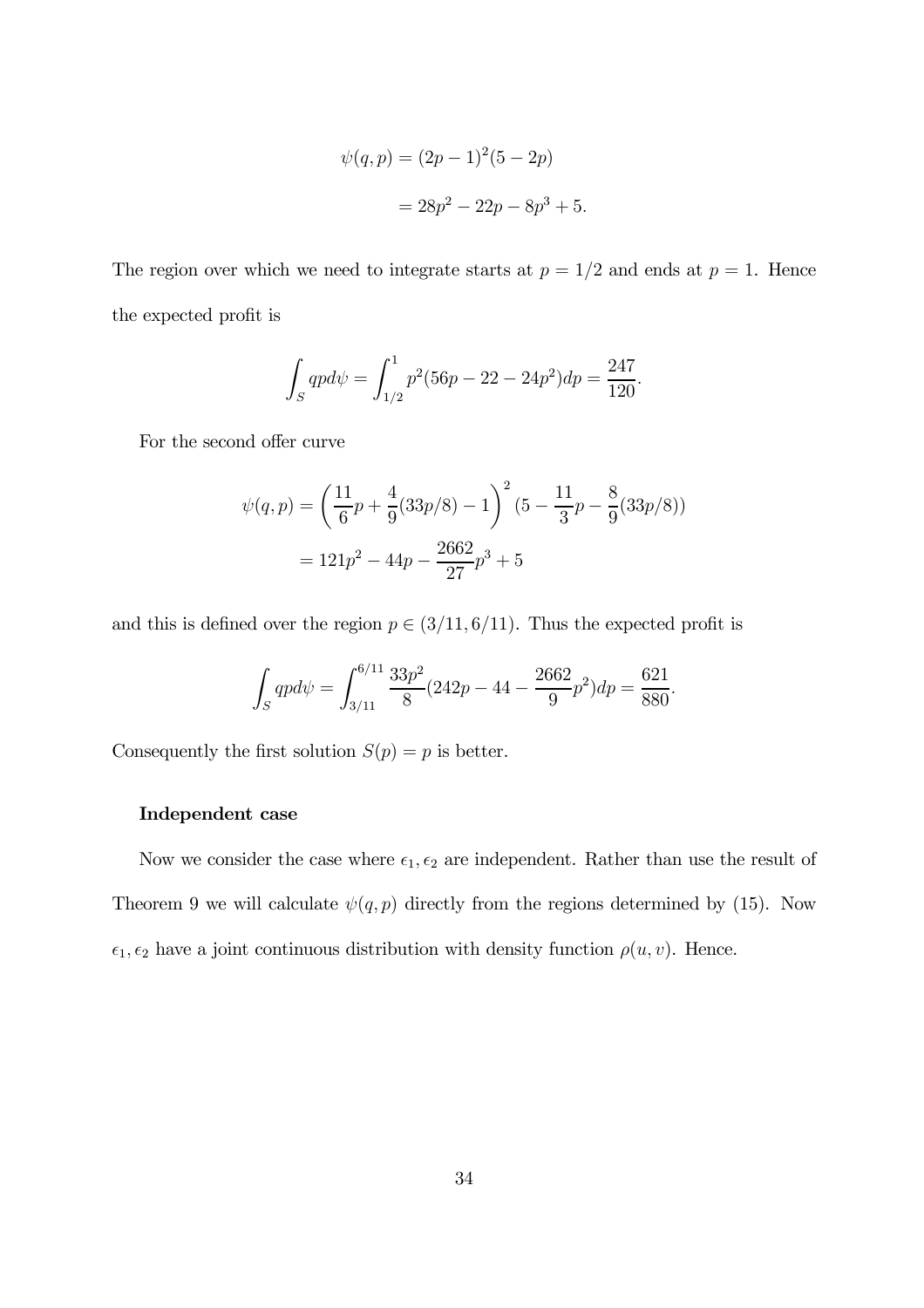$$\psi(q,p) = (2p-1)^2(5-2p)$$
$$= 28p^2 - 22p - 8p^3 + 5.$$

The region over which we need to integrate starts at $p = 1/2$ and ends at $p = 1$. Hence the expected profit is

$$\int_S qp d\psi = \int_{1/2}^{1} p^2(56p - 22 - 24p^2)dp = \frac{247}{120}.$$

For the second offer curve

$$\psi(q,p) = \left(\frac{11}{6}p + \frac{4}{9}(33p/8) - 1\right)^2 (5 - \frac{11}{3}p - \frac{8}{9}(33p/8))$$
$$= 121p^2 - 44p - \frac{2662}{27}p^3 + 5$$

and this is defined over the region $p \in (3/11, 6/11)$. Thus the expected profit is

$$\int_S qp d\psi = \int_{3/11}^{6/11} \frac{33p^2}{8}(242p - 44 - \frac{2662}{9}p^2)dp = \frac{621}{880}.$$

Consequently the first solution $S(p) = p$ is better.

**Independent case**

Now we consider the case where $\epsilon_1, \epsilon_2$ are independent. Rather than use the result of Theorem 9 we will calculate $\psi(q,p)$ directly from the regions determined by (15). Now $\epsilon_1, \epsilon_2$ have a joint continuous distribution with density function $\rho(u,v)$. Hence.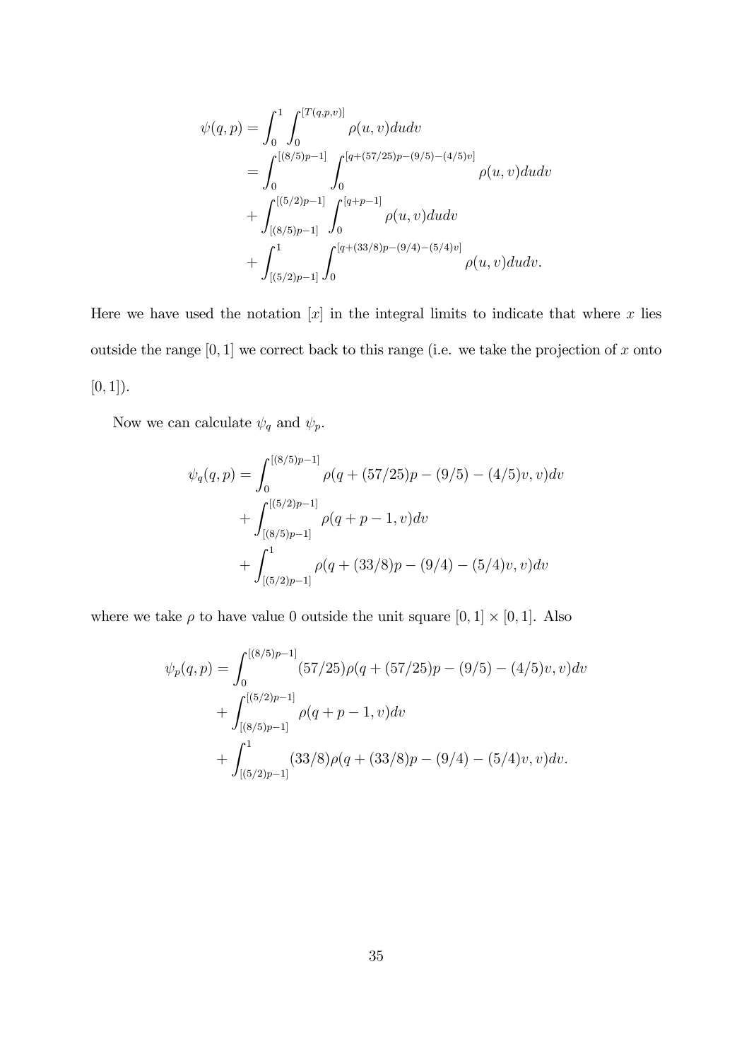$$
\begin{aligned}
\psi(q,p) &= \int_0^1 \int_0^{[T(q,p,v)]} \rho(u,v)\,du\,dv \\
&= \int_0^{[(8/5)p-1]} \int_0^{[q+(57/25)p-(9/5)-(4/5)v]} \rho(u,v)\,du\,dv \\
&+ \int_{[(8/5)p-1]}^{[(5/2)p-1]} \int_0^{[q+p-1]} \rho(u,v)\,du\,dv \\
&+ \int_{[(5/2)p-1]}^{1} \int_0^{[q+(33/8)p-(9/4)-(5/4)v]} \rho(u,v)\,du\,dv.
\end{aligned}
$$

Here we have used the notation $[x]$ in the integral limits to indicate that where $x$ lies outside the range $[0,1]$ we correct back to this range (i.e. we take the projection of $x$ onto $[0,1]$).

Now we can calculate $\psi_q$ and $\psi_p$.

$$
\begin{aligned}
\psi_q(q,p) &= \int_0^{[(8/5)p-1]} \rho(q+(57/25)p-(9/5)-(4/5)v, v)\,dv \\
&+ \int_{[(8/5)p-1]}^{[(5/2)p-1]} \rho(q+p-1, v)\,dv \\
&+ \int_{[(5/2)p-1]}^{1} \rho(q+(33/8)p-(9/4)-(5/4)v, v)\,dv
\end{aligned}
$$

where we take $\rho$ to have value 0 outside the unit square $[0,1]\times[0,1]$. Also

$$
\begin{aligned}
\psi_p(q,p) &= \int_0^{[(8/5)p-1]} (57/25)\rho(q+(57/25)p-(9/5)-(4/5)v, v)\,dv \\
&+ \int_{[(8/5)p-1]}^{[(5/2)p-1]} \rho(q+p-1, v)\,dv \\
&+ \int_{[(5/2)p-1]}^{1} (33/8)\rho(q+(33/8)p-(9/4)-(5/4)v, v)\,dv.
\end{aligned}
$$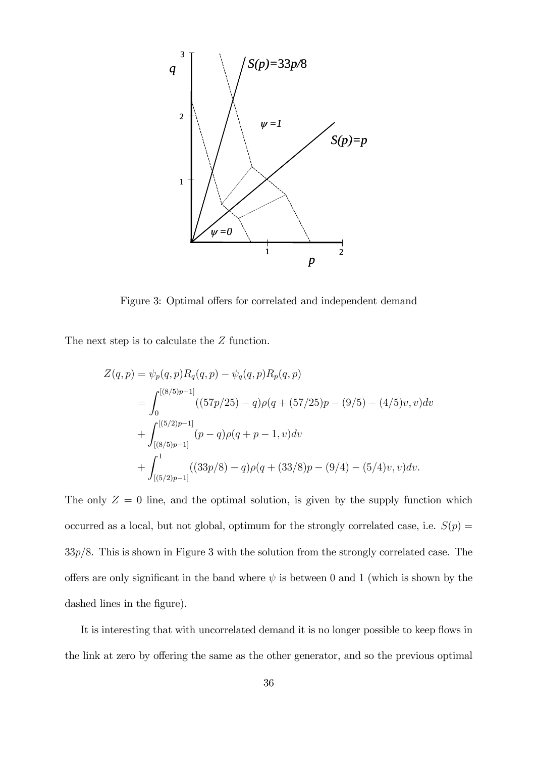Figure 3: Optimal offers for correlated and independent demand

The next step is to calculate the $Z$ function.

$$
\begin{aligned}
Z(q,p) &= \psi_p(q,p)R_q(q,p) - \psi_q(q,p)R_p(q,p) \\
&= \int_0^{[(8/5)p-1]} ((57p/25) - q)\rho(q + (57/25)p - (9/5) - (4/5)v, v)dv \\
&+ \int_{[(8/5)p-1]}^{[(5/2)p-1]} (p - q)\rho(q + p - 1, v)dv \\
&+ \int_{[(5/2)p-1]}^{1} ((33p/8) - q)\rho(q + (33/8)p - (9/4) - (5/4)v, v)dv.
\end{aligned}
$$

The only $Z = 0$ line, and the optimal solution, is given by the supply function which occurred as a local, but not global, optimum for the strongly correlated case, i.e. $S(p) = 33p/8$. This is shown in Figure 3 with the solution from the strongly correlated case. The offers are only significant in the band where $\psi$ is between 0 and 1 (which is shown by the dashed lines in the figure).

It is interesting that with uncorrelated demand it is no longer possible to keep flows in the link at zero by offering the same as the other generator, and so the previous optimal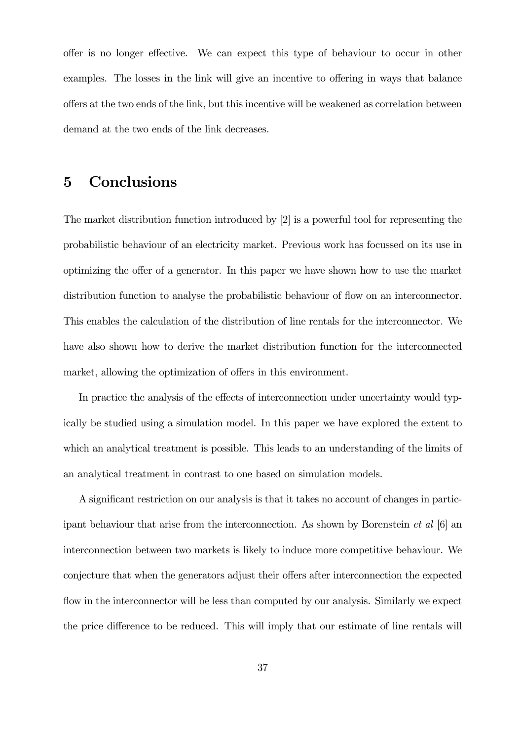offer is no longer effective. We can expect this type of behaviour to occur in other examples. The losses in the link will give an incentive to offering in ways that balance offers at the two ends of the link, but this incentive will be weakened as correlation between demand at the two ends of the link decreases.

# 5 Conclusions

The market distribution function introduced by [2] is a powerful tool for representing the probabilistic behaviour of an electricity market. Previous work has focussed on its use in optimizing the offer of a generator. In this paper we have shown how to use the market distribution function to analyse the probabilistic behaviour of flow on an interconnector. This enables the calculation of the distribution of line rentals for the interconnector. We have also shown how to derive the market distribution function for the interconnected market, allowing the optimization of offers in this environment.

In practice the analysis of the effects of interconnection under uncertainty would typically be studied using a simulation model. In this paper we have explored the extent to which an analytical treatment is possible. This leads to an understanding of the limits of an analytical treatment in contrast to one based on simulation models.

A significant restriction on our analysis is that it takes no account of changes in participant behaviour that arise from the interconnection. As shown by Borenstein *et al* [6] an interconnection between two markets is likely to induce more competitive behaviour. We conjecture that when the generators adjust their offers after interconnection the expected flow in the interconnector will be less than computed by our analysis. Similarly we expect the price difference to be reduced. This will imply that our estimate of line rentals will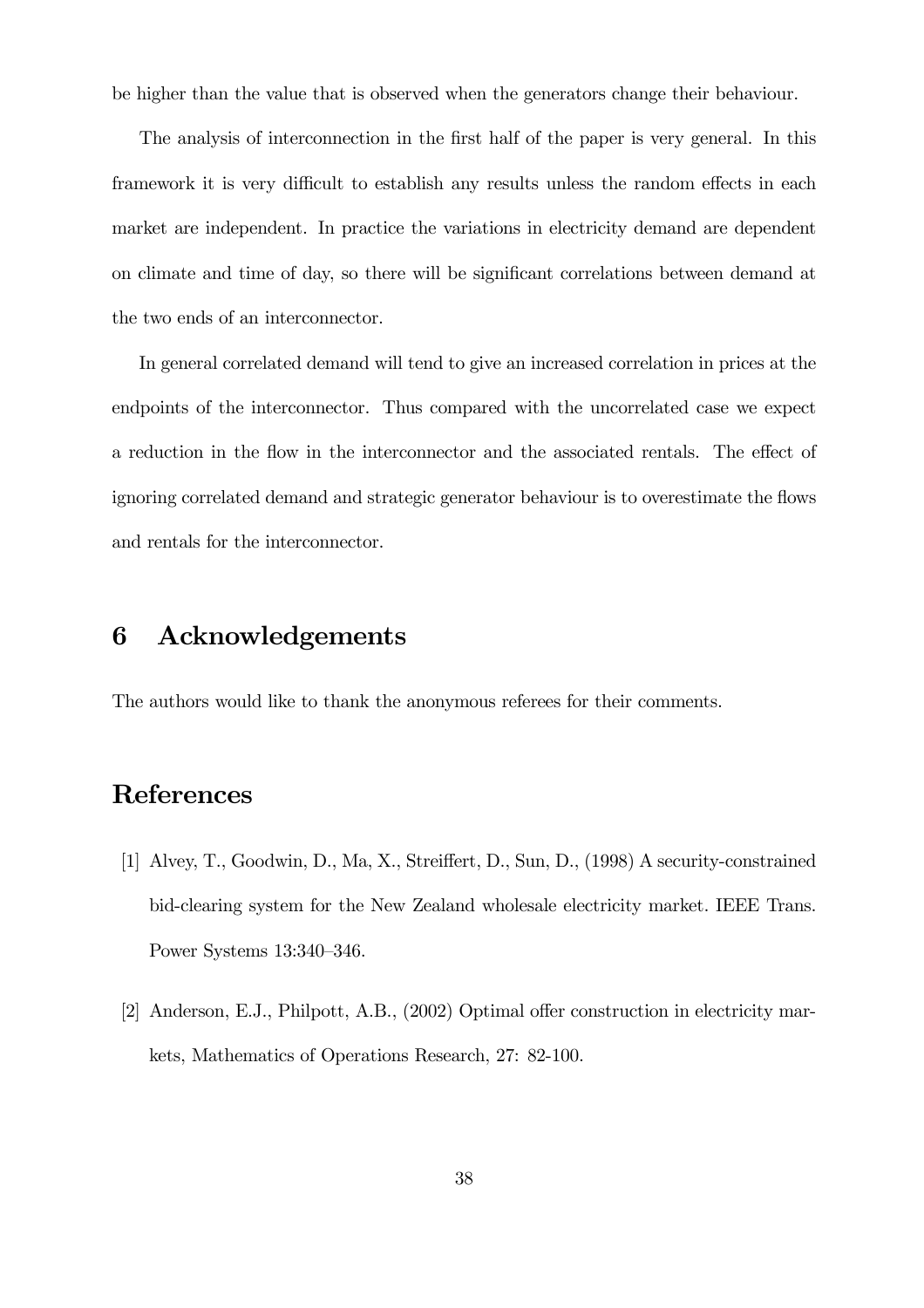be higher than the value that is observed when the generators change their behaviour.

The analysis of interconnection in the first half of the paper is very general. In this framework it is very difficult to establish any results unless the random effects in each market are independent. In practice the variations in electricity demand are dependent on climate and time of day, so there will be significant correlations between demand at the two ends of an interconnector.

In general correlated demand will tend to give an increased correlation in prices at the endpoints of the interconnector. Thus compared with the uncorrelated case we expect a reduction in the flow in the interconnector and the associated rentals. The effect of ignoring correlated demand and strategic generator behaviour is to overestimate the flows and rentals for the interconnector.

## 6 Acknowledgements

The authors would like to thank the anonymous referees for their comments.

## References

[1] Alvey, T., Goodwin, D., Ma, X., Streiffert, D., Sun, D., (1998) A security-constrained bid-clearing system for the New Zealand wholesale electricity market. IEEE Trans. Power Systems 13:340–346.

[2] Anderson, E.J., Philpott, A.B., (2002) Optimal offer construction in electricity markets, Mathematics of Operations Research, 27: 82-100.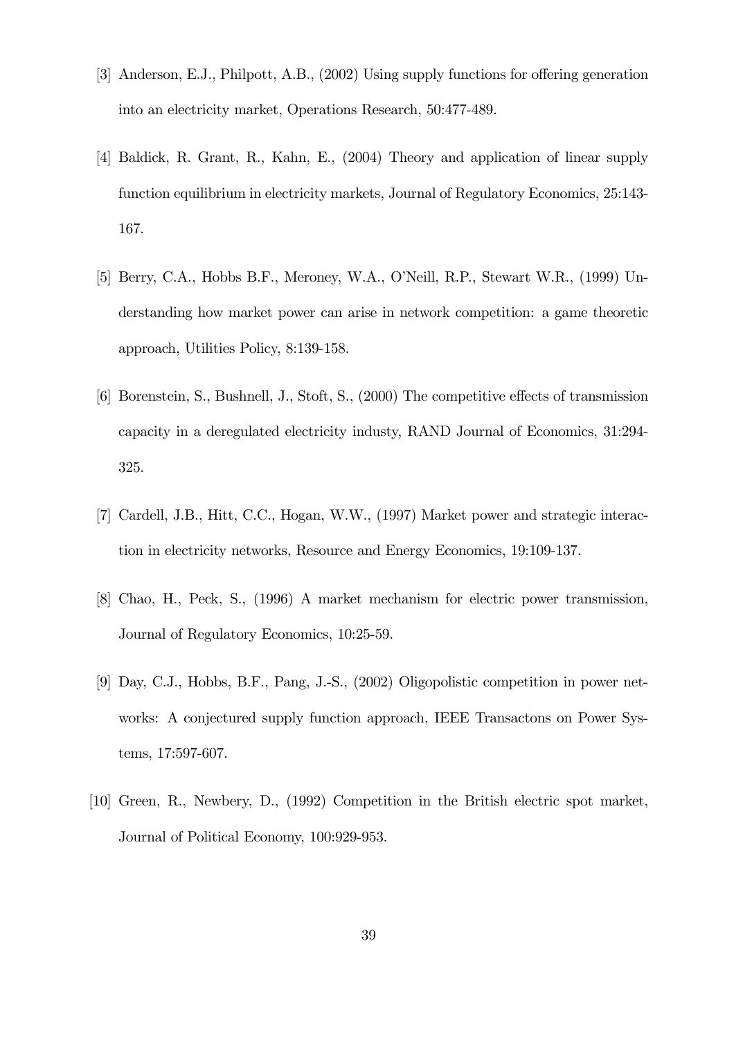[3] Anderson, E.J., Philpott, A.B., (2002) Using supply functions for offering generation into an electricity market, Operations Research, 50:477-489.

[4] Baldick, R. Grant, R., Kahn, E., (2004) Theory and application of linear supply function equilibrium in electricity markets, Journal of Regulatory Economics, 25:143-167.

[5] Berry, C.A., Hobbs B.F., Meroney, W.A., O'Neill, R.P., Stewart W.R., (1999) Understanding how market power can arise in network competition: a game theoretic approach, Utilities Policy, 8:139-158.

[6] Borenstein, S., Bushnell, J., Stoft, S., (2000) The competitive effects of transmission capacity in a deregulated electricity industy, RAND Journal of Economics, 31:294-325.

[7] Cardell, J.B., Hitt, C.C., Hogan, W.W., (1997) Market power and strategic interaction in electricity networks, Resource and Energy Economics, 19:109-137.

[8] Chao, H., Peck, S., (1996) A market mechanism for electric power transmission, Journal of Regulatory Economics, 10:25-59.

[9] Day, C.J., Hobbs, B.F., Pang, J.-S., (2002) Oligopolistic competition in power networks: A conjectured supply function approach, IEEE Transactons on Power Systems, 17:597-607.

[10] Green, R., Newbery, D., (1992) Competition in the British electric spot market, Journal of Political Economy, 100:929-953.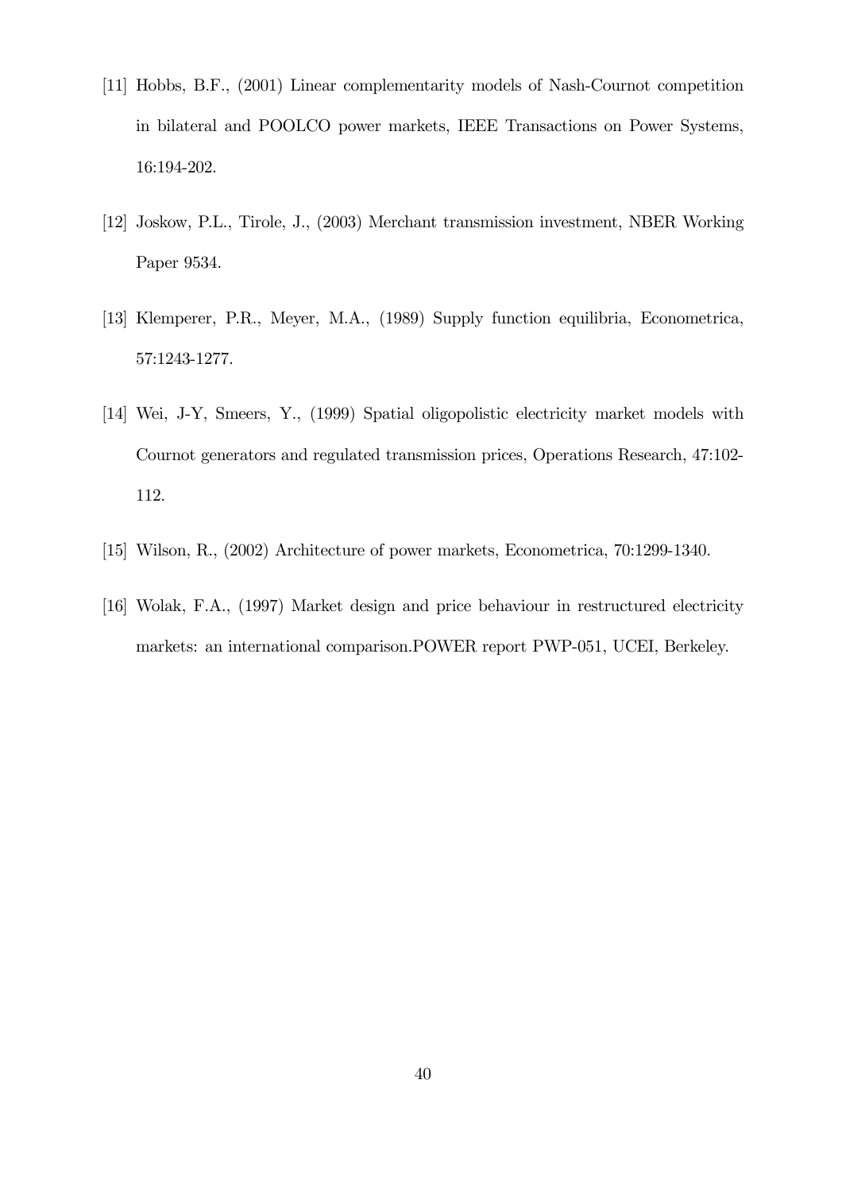[11] Hobbs, B.F., (2001) Linear complementarity models of Nash-Cournot competition in bilateral and POOLCO power markets, IEEE Transactions on Power Systems, 16:194-202.

[12] Joskow, P.L., Tirole, J., (2003) Merchant transmission investment, NBER Working Paper 9534.

[13] Klemperer, P.R., Meyer, M.A., (1989) Supply function equilibria, Econometrica, 57:1243-1277.

[14] Wei, J-Y, Smeers, Y., (1999) Spatial oligopolistic electricity market models with Cournot generators and regulated transmission prices, Operations Research, 47:102-112.

[15] Wilson, R., (2002) Architecture of power markets, Econometrica, 70:1299-1340.

[16] Wolak, F.A., (1997) Market design and price behaviour in restructured electricity markets: an international comparison.POWER report PWP-051, UCEI, Berkeley.